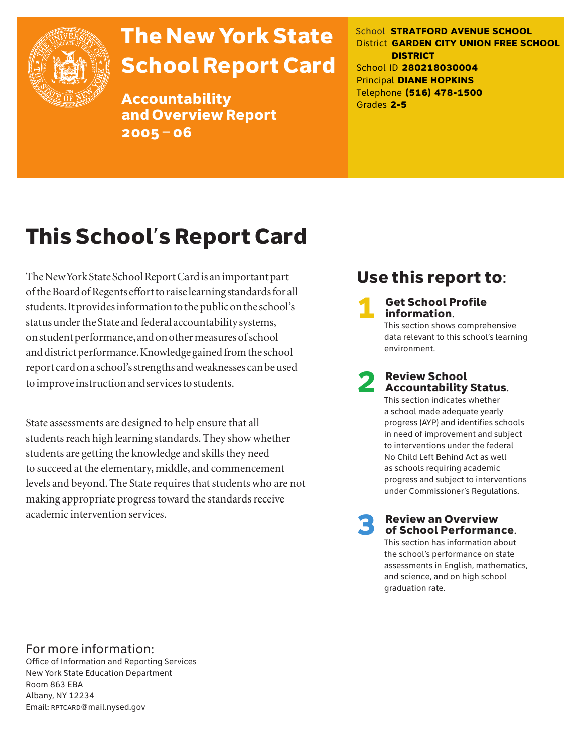# The New York State School Report Card

## Accountability and Overview Report 2005 – 06

School **STRATFORD AVENUE SCHOOL**
District **GARDEN CITY UNION FREE SCHOOL DISTRICT**
School ID **280218030004**
Principal **DIANE HOPKINS**
Telephone **(516) 478-1500**
Grades **2-5**

# This School's Report Card

The New York State School Report Card is an important part of the Board of Regents effort to raise learning standards for all students. It provides information to the public on the school's status under the State and federal accountability systems, on student performance, and on other measures of school and district performance. Knowledge gained from the school report card on a school's strengths and weaknesses can be used to improve instruction and services to students.

State assessments are designed to help ensure that all students reach high learning standards. They show whether students are getting the knowledge and skills they need to succeed at the elementary, middle, and commencement levels and beyond. The State requires that students who are not making appropriate progress toward the standards receive academic intervention services.

## Use this report to:

**1 Get School Profile information.**
This section shows comprehensive data relevant to this school's learning environment.

**2 Review School Accountability Status.**
This section indicates whether a school made adequate yearly progress (AYP) and identifies schools in need of improvement and subject to interventions under the federal No Child Left Behind Act as well as schools requiring academic progress and subject to interventions under Commissioner's Regulations.

**3 Review an Overview of School Performance.**
This section has information about the school's performance on state assessments in English, mathematics, and science, and on high school graduation rate.

For more information:
Office of Information and Reporting Services
New York State Education Department
Room 863 EBA
Albany, NY 12234
Email: RPTCARD@mail.nysed.gov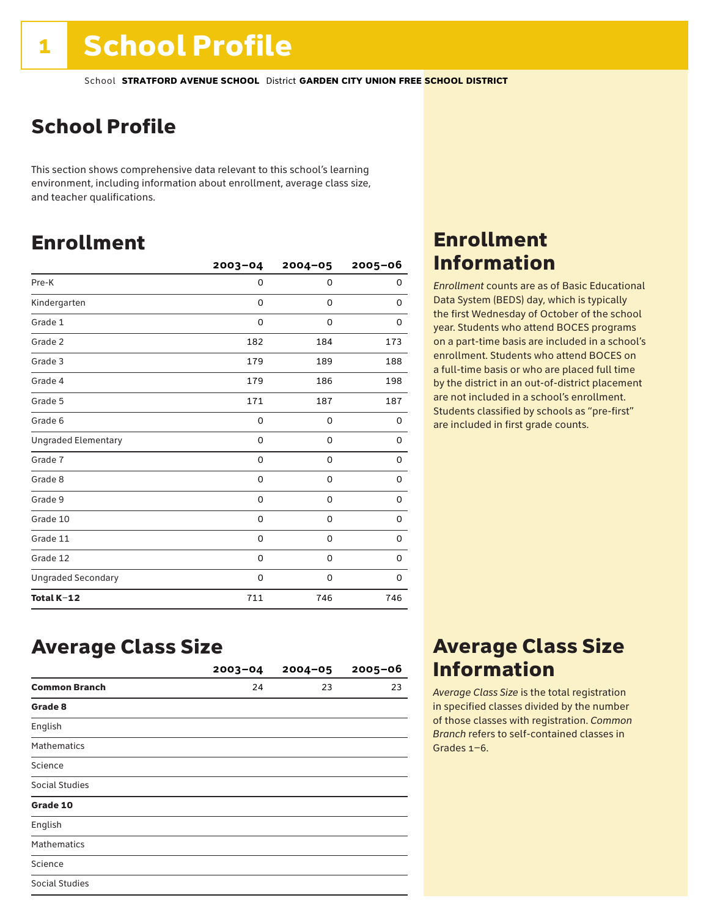# 1 School Profile

School **STRATFORD AVENUE SCHOOL** District **GARDEN CITY UNION FREE SCHOOL DISTRICT**

## School Profile

This section shows comprehensive data relevant to this school's learning environment, including information about enrollment, average class size, and teacher qualifications.

## Enrollment

| | 2003–04 | 2004–05 | 2005–06 |
|---|---|---|---|
| Pre-K | 0 | 0 | 0 |
| Kindergarten | 0 | 0 | 0 |
| Grade 1 | 0 | 0 | 0 |
| Grade 2 | 182 | 184 | 173 |
| Grade 3 | 179 | 189 | 188 |
| Grade 4 | 179 | 186 | 198 |
| Grade 5 | 171 | 187 | 187 |
| Grade 6 | 0 | 0 | 0 |
| Ungraded Elementary | 0 | 0 | 0 |
| Grade 7 | 0 | 0 | 0 |
| Grade 8 | 0 | 0 | 0 |
| Grade 9 | 0 | 0 | 0 |
| Grade 10 | 0 | 0 | 0 |
| Grade 11 | 0 | 0 | 0 |
| Grade 12 | 0 | 0 | 0 |
| Ungraded Secondary | 0 | 0 | 0 |
| **Total K–12** | 711 | 746 | 746 |

## Enrollment Information

*Enrollment* counts are as of Basic Educational Data System (BEDS) day, which is typically the first Wednesday of October of the school year. Students who attend BOCES programs on a part-time basis are included in a school's enrollment. Students who attend BOCES on a full-time basis or who are placed full time by the district in an out-of-district placement are not included in a school's enrollment. Students classified by schools as "pre-first" are included in first grade counts.

## Average Class Size

| | 2003–04 | 2004–05 | 2005–06 |
|---|---|---|---|
| **Common Branch** | 24 | 23 | 23 |
| **Grade 8** | | | |
| English | | | |
| Mathematics | | | |
| Science | | | |
| Social Studies | | | |
| **Grade 10** | | | |
| English | | | |
| Mathematics | | | |
| Science | | | |
| Social Studies | | | |

## Average Class Size Information

*Average Class Size* is the total registration in specified classes divided by the number of those classes with registration. *Common Branch* refers to self-contained classes in Grades 1–6.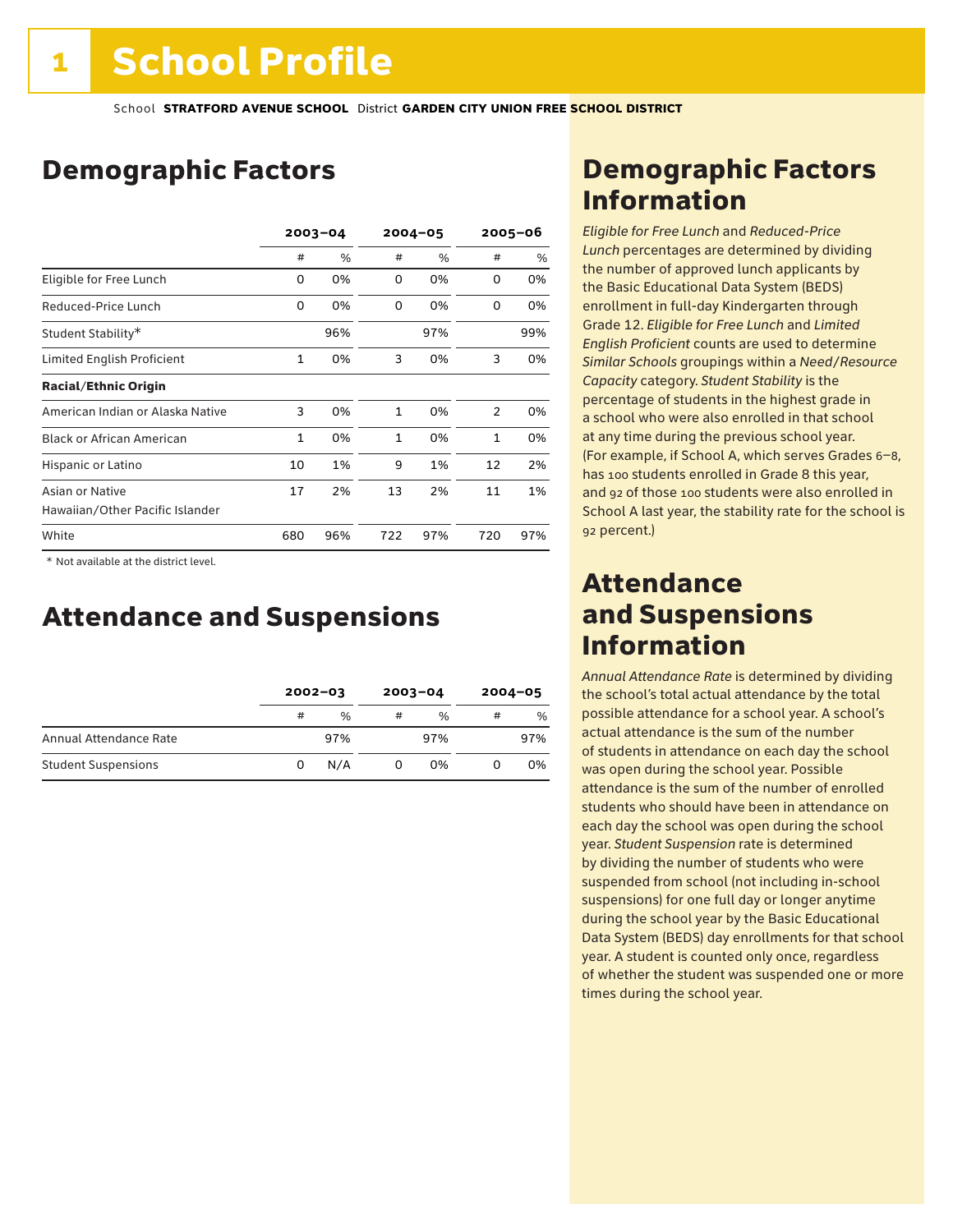# 1 School Profile

School **STRATFORD AVENUE SCHOOL** District **GARDEN CITY UNION FREE SCHOOL DISTRICT**

## Demographic Factors

| | 2003–04 | | 2004–05 | | 2005–06 | |
|---|---|---|---|---|---|---|
| | # | % | # | % | # | % |
| Eligible for Free Lunch | 0 | 0% | 0 | 0% | 0 | 0% |
| Reduced-Price Lunch | 0 | 0% | 0 | 0% | 0 | 0% |
| Student Stability* | | 96% | | 97% | | 99% |
| Limited English Proficient | 1 | 0% | 3 | 0% | 3 | 0% |
| **Racial/Ethnic Origin** | | | | | | |
| American Indian or Alaska Native | 3 | 0% | 1 | 0% | 2 | 0% |
| Black or African American | 1 | 0% | 1 | 0% | 1 | 0% |
| Hispanic or Latino | 10 | 1% | 9 | 1% | 12 | 2% |
| Asian or Native Hawaiian/Other Pacific Islander | 17 | 2% | 13 | 2% | 11 | 1% |
| White | 680 | 96% | 722 | 97% | 720 | 97% |

\* Not available at the district level.

## Attendance and Suspensions

| | 2002–03 | | 2003–04 | | 2004–05 | |
|---|---|---|---|---|---|---|
| | # | % | # | % | # | % |
| Annual Attendance Rate | | 97% | | 97% | | 97% |
| Student Suspensions | 0 | N/A | 0 | 0% | 0 | 0% |

## Demographic Factors Information

*Eligible for Free Lunch* and *Reduced-Price Lunch* percentages are determined by dividing the number of approved lunch applicants by the Basic Educational Data System (BEDS) enrollment in full-day Kindergarten through Grade 12. *Eligible for Free Lunch* and *Limited English Proficient* counts are used to determine *Similar Schools* groupings within a *Need/Resource Capacity* category. *Student Stability* is the percentage of students in the highest grade in a school who were also enrolled in that school at any time during the previous school year. (For example, if School A, which serves Grades 6–8, has 100 students enrolled in Grade 8 this year, and 92 of those 100 students were also enrolled in School A last year, the stability rate for the school is 92 percent.)

## Attendance and Suspensions Information

*Annual Attendance Rate* is determined by dividing the school's total actual attendance by the total possible attendance for a school year. A school's actual attendance is the sum of the number of students in attendance on each day the school was open during the school year. Possible attendance is the sum of the number of enrolled students who should have been in attendance on each day the school was open during the school year. *Student Suspension* rate is determined by dividing the number of students who were suspended from school (not including in-school suspensions) for one full day or longer anytime during the school year by the Basic Educational Data System (BEDS) day enrollments for that school year. A student is counted only once, regardless of whether the student was suspended one or more times during the school year.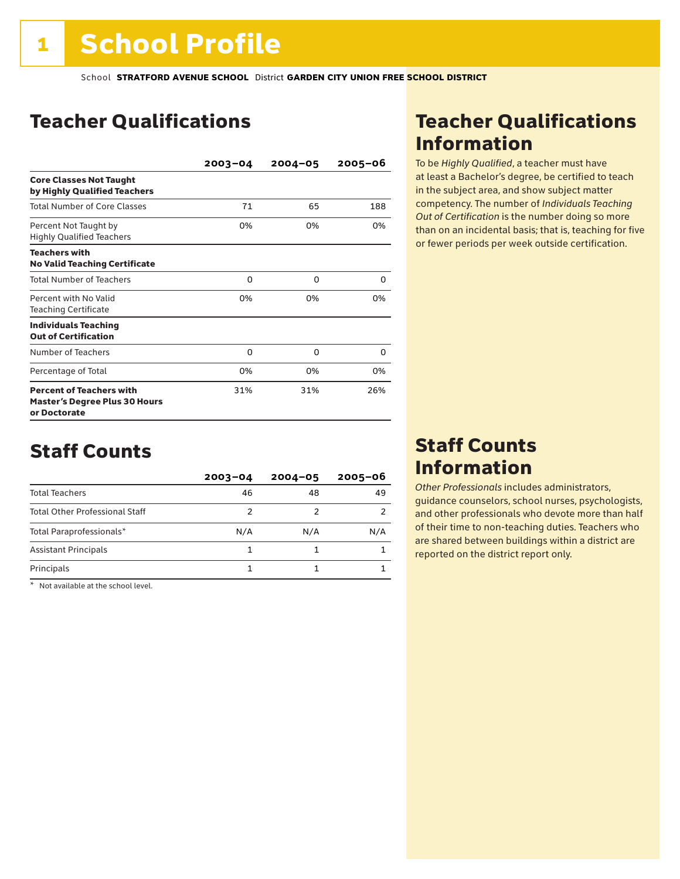# 1 School Profile

School **STRATFORD AVENUE SCHOOL** District **GARDEN CITY UNION FREE SCHOOL DISTRICT**

## Teacher Qualifications

| | 2003–04 | 2004–05 | 2005–06 |
|---|---|---|---|
| **Core Classes Not Taught by Highly Qualified Teachers** | | | |
| Total Number of Core Classes | 71 | 65 | 188 |
| Percent Not Taught by Highly Qualified Teachers | 0% | 0% | 0% |
| **Teachers with No Valid Teaching Certificate** | | | |
| Total Number of Teachers | 0 | 0 | 0 |
| Percent with No Valid Teaching Certificate | 0% | 0% | 0% |
| **Individuals Teaching Out of Certification** | | | |
| Number of Teachers | 0 | 0 | 0 |
| Percentage of Total | 0% | 0% | 0% |
| **Percent of Teachers with Master's Degree Plus 30 Hours or Doctorate** | 31% | 31% | 26% |

## Teacher Qualifications Information

To be *Highly Qualified*, a teacher must have at least a Bachelor's degree, be certified to teach in the subject area, and show subject matter competency. The number of *Individuals Teaching Out of Certification* is the number doing so more than on an incidental basis; that is, teaching for five or fewer periods per week outside certification.

## Staff Counts

| | 2003–04 | 2004–05 | 2005–06 |
|---|---|---|---|
| Total Teachers | 46 | 48 | 49 |
| Total Other Professional Staff | 2 | 2 | 2 |
| Total Paraprofessionals* | N/A | N/A | N/A |
| Assistant Principals | 1 | 1 | 1 |
| Principals | 1 | 1 | 1 |

\* Not available at the school level.

## Staff Counts Information

*Other Professionals* includes administrators, guidance counselors, school nurses, psychologists, and other professionals who devote more than half of their time to non-teaching duties. Teachers who are shared between buildings within a district are reported on the district report only.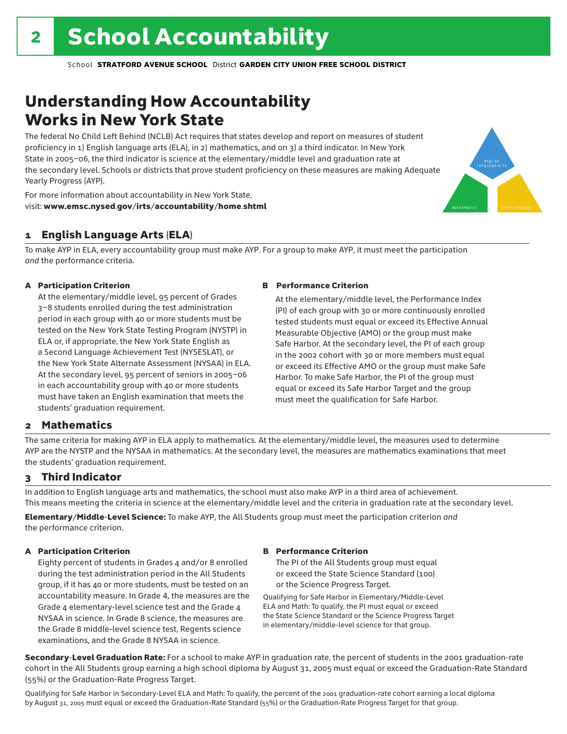# 2 School Accountability

School **STRATFORD AVENUE SCHOOL** District **GARDEN CITY UNION FREE SCHOOL DISTRICT**

## Understanding How Accountability Works in New York State

The federal No Child Left Behind (NCLB) Act requires that states develop and report on measures of student proficiency in 1) English language arts (ELA), in 2) mathematics, and on 3) a third indicator. In New York State in 2005–06, the third indicator is science at the elementary/middle level and graduation rate at the secondary level. Schools or districts that prove student proficiency on these measures are making Adequate Yearly Progress (AYP).

For more information about accountability in New York State, visit: **www.emsc.nysed.gov/irts/accountability/home.shtml**

english language arts

mathematics

third indicator

### 1 English Language Arts (ELA)

To make AYP in ELA, every accountability group must make AYP. For a group to make AYP, it must meet the participation *and* the performance criteria.

**A Participation Criterion**

At the elementary/middle level, 95 percent of Grades 3–8 students enrolled during the test administration period in each group with 40 or more students must be tested on the New York State Testing Program (NYSTP) in ELA or, if appropriate, the New York State English as a Second Language Achievement Test (NYSESLAT), or the New York State Alternate Assessment (NYSAA) in ELA. At the secondary level, 95 percent of seniors in 2005–06 in each accountability group with 40 or more students must have taken an English examination that meets the students' graduation requirement.

**B Performance Criterion**

At the elementary/middle level, the Performance Index (PI) of each group with 30 or more continuously enrolled tested students must equal or exceed its Effective Annual Measurable Objective (AMO) or the group must make Safe Harbor. At the secondary level, the PI of each group in the 2002 cohort with 30 or more members must equal or exceed its Effective AMO or the group must make Safe Harbor. To make Safe Harbor, the PI of the group must equal or exceed its Safe Harbor Target and the group must meet the qualification for Safe Harbor.

### 2 Mathematics

The same criteria for making AYP in ELA apply to mathematics. At the elementary/middle level, the measures used to determine AYP are the NYSTP and the NYSAA in mathematics. At the secondary level, the measures are mathematics examinations that meet the students' graduation requirement.

### 3 Third Indicator

In addition to English language arts and mathematics, the school must also make AYP in a third area of achievement. This means meeting the criteria in science at the elementary/middle level and the criteria in graduation rate at the secondary level.

**Elementary/Middle-Level Science:** To make AYP, the All Students group must meet the participation criterion *and* the performance criterion.

**A Participation Criterion**

Eighty percent of students in Grades 4 and/or 8 enrolled during the test administration period in the All Students group, if it has 40 or more students, must be tested on an accountability measure. In Grade 4, the measures are the Grade 4 elementary-level science test and the Grade 4 NYSAA in science. In Grade 8 science, the measures are the Grade 8 middle-level science test, Regents science examinations, and the Grade 8 NYSAA in science.

**B Performance Criterion**

The PI of the All Students group must equal or exceed the State Science Standard (100) or the Science Progress Target.

Qualifying for Safe Harbor in Elementary/Middle-Level ELA and Math: To qualify, the PI must equal or exceed the State Science Standard or the Science Progress Target in elementary/middle-level science for that group.

**Secondary-Level Graduation Rate:** For a school to make AYP in graduation rate, the percent of students in the 2001 graduation-rate cohort in the All Students group earning a high school diploma by August 31, 2005 must equal or exceed the Graduation-Rate Standard (55%) or the Graduation-Rate Progress Target.

Qualifying for Safe Harbor in Secondary-Level ELA and Math: To qualify, the percent of the 2001 graduation-rate cohort earning a local diploma by August 31, 2005 must equal or exceed the Graduation-Rate Standard (55%) or the Graduation-Rate Progress Target for that group.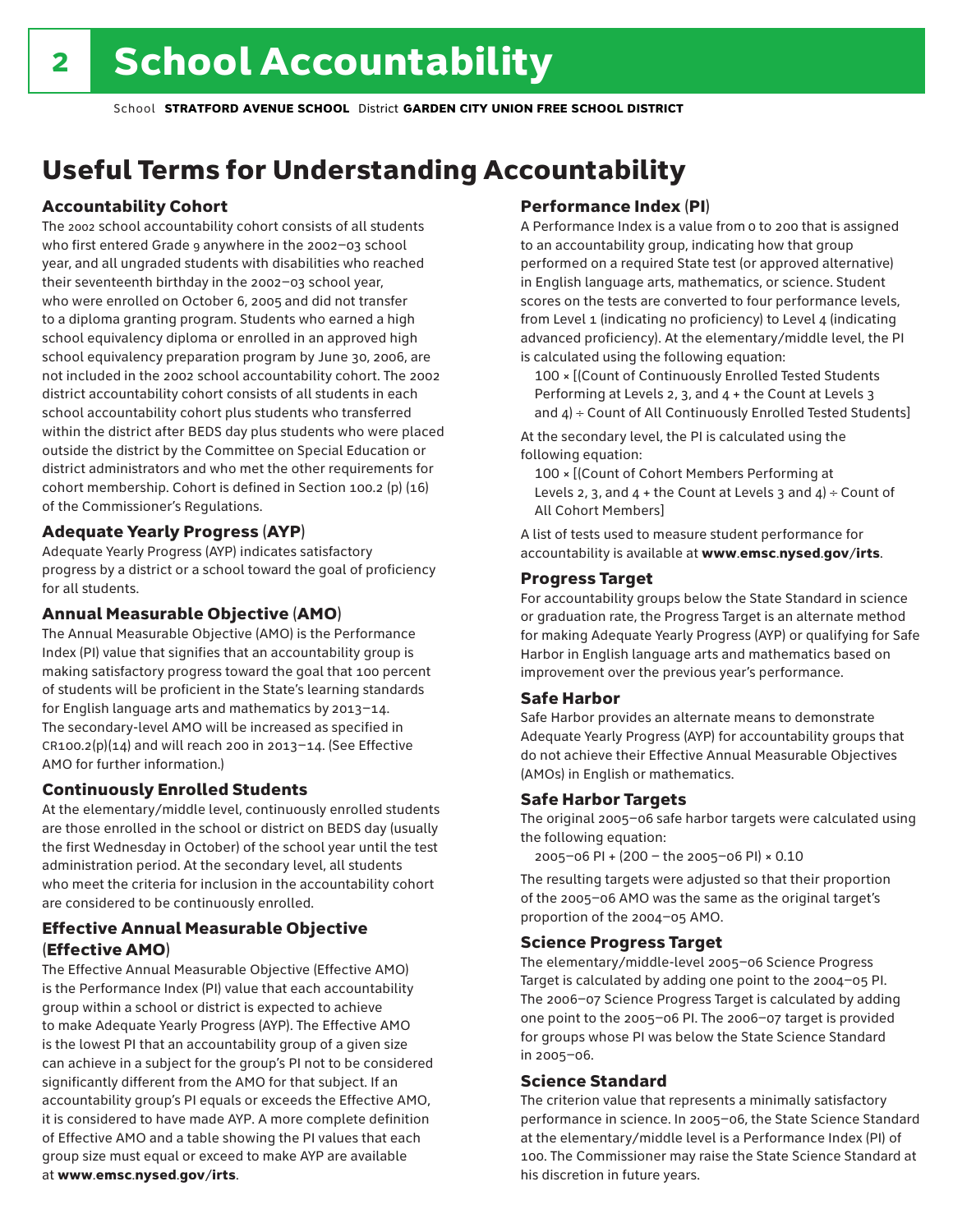# 2 School Accountability

School **STRATFORD AVENUE SCHOOL** District **GARDEN CITY UNION FREE SCHOOL DISTRICT**

## Useful Terms for Understanding Accountability

### Accountability Cohort

The 2002 school accountability cohort consists of all students who first entered Grade 9 anywhere in the 2002–03 school year, and all ungraded students with disabilities who reached their seventeenth birthday in the 2002–03 school year, who were enrolled on October 6, 2005 and did not transfer to a diploma granting program. Students who earned a high school equivalency diploma or enrolled in an approved high school equivalency preparation program by June 30, 2006, are not included in the 2002 school accountability cohort. The 2002 district accountability cohort consists of all students in each school accountability cohort plus students who transferred within the district after BEDS day plus students who were placed outside the district by the Committee on Special Education or district administrators and who met the other requirements for cohort membership. Cohort is defined in Section 100.2 (p) (16) of the Commissioner's Regulations.

### Adequate Yearly Progress (AYP)

Adequate Yearly Progress (AYP) indicates satisfactory progress by a district or a school toward the goal of proficiency for all students.

### Annual Measurable Objective (AMO)

The Annual Measurable Objective (AMO) is the Performance Index (PI) value that signifies that an accountability group is making satisfactory progress toward the goal that 100 percent of students will be proficient in the State's learning standards for English language arts and mathematics by 2013–14. The secondary-level AMO will be increased as specified in CR100.2(p)(14) and will reach 200 in 2013–14. (See Effective AMO for further information.)

### Continuously Enrolled Students

At the elementary/middle level, continuously enrolled students are those enrolled in the school or district on BEDS day (usually the first Wednesday in October) of the school year until the test administration period. At the secondary level, all students who meet the criteria for inclusion in the accountability cohort are considered to be continuously enrolled.

### Effective Annual Measurable Objective (Effective AMO)

The Effective Annual Measurable Objective (Effective AMO) is the Performance Index (PI) value that each accountability group within a school or district is expected to achieve to make Adequate Yearly Progress (AYP). The Effective AMO is the lowest PI that an accountability group of a given size can achieve in a subject for the group's PI not to be considered significantly different from the AMO for that subject. If an accountability group's PI equals or exceeds the Effective AMO, it is considered to have made AYP. A more complete definition of Effective AMO and a table showing the PI values that each group size must equal or exceed to make AYP are available at **www.emsc.nysed.gov/irts**.

### Performance Index (PI)

A Performance Index is a value from 0 to 200 that is assigned to an accountability group, indicating how that group performed on a required State test (or approved alternative) in English language arts, mathematics, or science. Student scores on the tests are converted to four performance levels, from Level 1 (indicating no proficiency) to Level 4 (indicating advanced proficiency). At the elementary/middle level, the PI is calculated using the following equation:

100 × [(Count of Continuously Enrolled Tested Students Performing at Levels 2, 3, and 4 + the Count at Levels 3 and 4) ÷ Count of All Continuously Enrolled Tested Students]

At the secondary level, the PI is calculated using the following equation:

100 × [(Count of Cohort Members Performing at Levels 2, 3, and 4 + the Count at Levels 3 and 4) ÷ Count of All Cohort Members]

A list of tests used to measure student performance for accountability is available at **www.emsc.nysed.gov/irts**.

### Progress Target

For accountability groups below the State Standard in science or graduation rate, the Progress Target is an alternate method for making Adequate Yearly Progress (AYP) or qualifying for Safe Harbor in English language arts and mathematics based on improvement over the previous year's performance.

### Safe Harbor

Safe Harbor provides an alternate means to demonstrate Adequate Yearly Progress (AYP) for accountability groups that do not achieve their Effective Annual Measurable Objectives (AMOs) in English or mathematics.

### Safe Harbor Targets

The original 2005–06 safe harbor targets were calculated using the following equation:

2005–06 PI + (200 – the 2005–06 PI) × 0.10

The resulting targets were adjusted so that their proportion of the 2005–06 AMO was the same as the original target's proportion of the 2004–05 AMO.

### Science Progress Target

The elementary/middle-level 2005–06 Science Progress Target is calculated by adding one point to the 2004–05 PI. The 2006–07 Science Progress Target is calculated by adding one point to the 2005–06 PI. The 2006–07 target is provided for groups whose PI was below the State Science Standard in 2005–06.

### Science Standard

The criterion value that represents a minimally satisfactory performance in science. In 2005–06, the State Science Standard at the elementary/middle level is a Performance Index (PI) of 100. The Commissioner may raise the State Science Standard at his discretion in future years.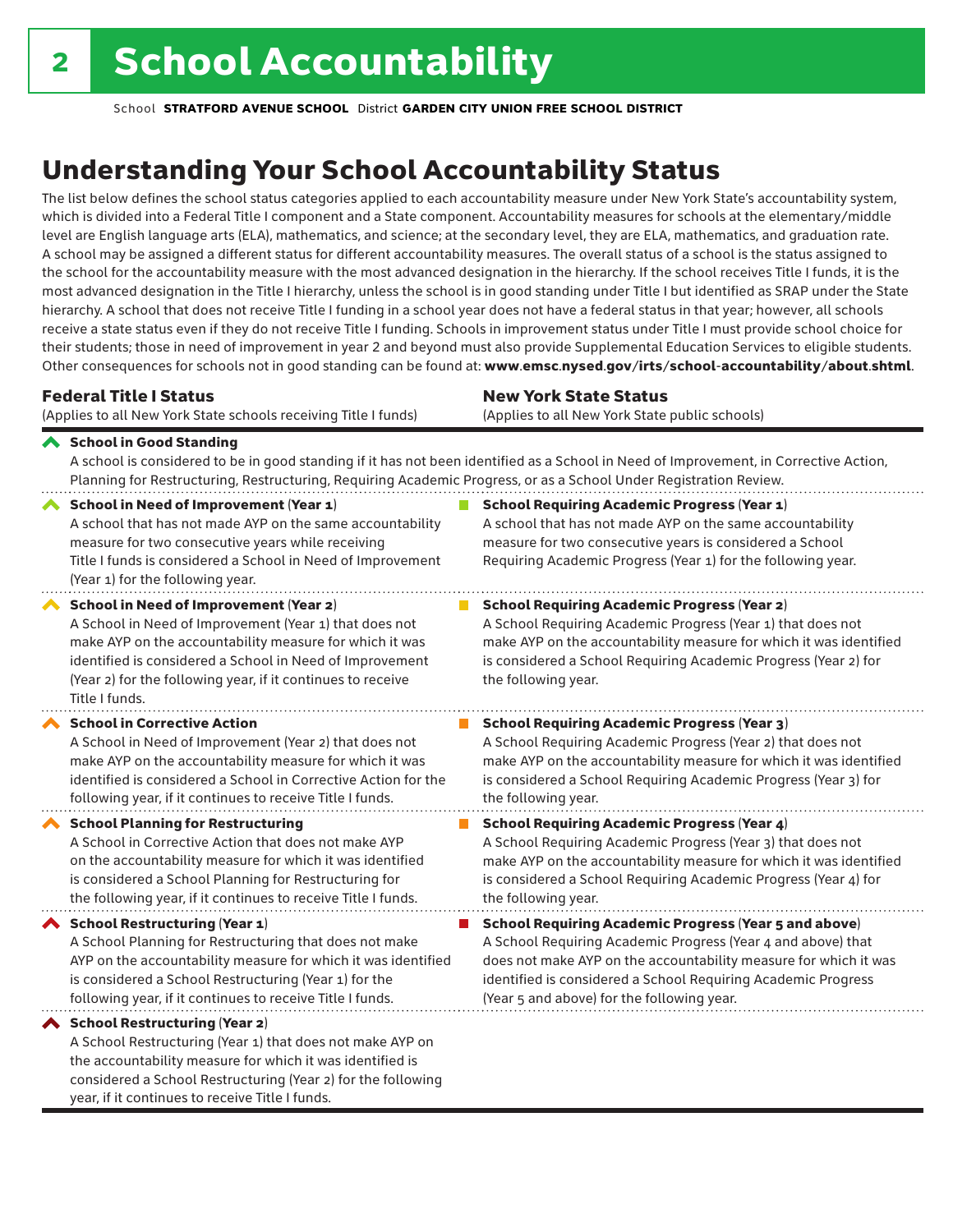# 2 School Accountability

School **STRATFORD AVENUE SCHOOL** District **GARDEN CITY UNION FREE SCHOOL DISTRICT**

## Understanding Your School Accountability Status

The list below defines the school status categories applied to each accountability measure under New York State's accountability system, which is divided into a Federal Title I component and a State component. Accountability measures for schools at the elementary/middle level are English language arts (ELA), mathematics, and science; at the secondary level, they are ELA, mathematics, and graduation rate. A school may be assigned a different status for different accountability measures. The overall status of a school is the status assigned to the school for the accountability measure with the most advanced designation in the hierarchy. If the school receives Title I funds, it is the most advanced designation in the Title I hierarchy, unless the school is in good standing under Title I but identified as SRAP under the State hierarchy. A school that does not receive Title I funding in a school year does not have a federal status in that year; however, all schools receive a state status even if they do not receive Title I funding. Schools in improvement status under Title I must provide school choice for their students; those in need of improvement in year 2 and beyond must also provide Supplemental Education Services to eligible students. Other consequences for schools not in good standing can be found at: **www.emsc.nysed.gov/irts/school-accountability/about.shtml**.

| **Federal Title I Status** (Applies to all New York State schools receiving Title I funds) | **New York State Status** (Applies to all New York State public schools) |
|---|---|
| **School in Good Standing** A school is considered to be in good standing if it has not been identified as a School in Need of Improvement, in Corrective Action, Planning for Restructuring, Restructuring, Requiring Academic Progress, or as a School Under Registration Review. | |
| **School in Need of Improvement (Year 1)** A school that has not made AYP on the same accountability measure for two consecutive years while receiving Title I funds is considered a School in Need of Improvement (Year 1) for the following year. | **School Requiring Academic Progress (Year 1)** A school that has not made AYP on the same accountability measure for two consecutive years is considered a School Requiring Academic Progress (Year 1) for the following year. |
| **School in Need of Improvement (Year 2)** A School in Need of Improvement (Year 1) that does not make AYP on the accountability measure for which it was identified is considered a School in Need of Improvement (Year 2) for the following year, if it continues to receive Title I funds. | **School Requiring Academic Progress (Year 2)** A School Requiring Academic Progress (Year 1) that does not make AYP on the accountability measure for which it was identified is considered a School Requiring Academic Progress (Year 2) for the following year. |
| **School in Corrective Action** A School in Need of Improvement (Year 2) that does not make AYP on the accountability measure for which it was identified is considered a School in Corrective Action for the following year, if it continues to receive Title I funds. | **School Requiring Academic Progress (Year 3)** A School Requiring Academic Progress (Year 2) that does not make AYP on the accountability measure for which it was identified is considered a School Requiring Academic Progress (Year 3) for the following year. |
| **School Planning for Restructuring** A School in Corrective Action that does not make AYP on the accountability measure for which it was identified is considered a School Planning for Restructuring for the following year, if it continues to receive Title I funds. | **School Requiring Academic Progress (Year 4)** A School Requiring Academic Progress (Year 3) that does not make AYP on the accountability measure for which it was identified is considered a School Requiring Academic Progress (Year 4) for the following year. |
| **School Restructuring (Year 1)** A School Planning for Restructuring that does not make AYP on the accountability measure for which it was identified is considered a School Restructuring (Year 1) for the following year, if it continues to receive Title I funds. | **School Requiring Academic Progress (Year 5 and above)** A School Requiring Academic Progress (Year 4 and above) that does not make AYP on the accountability measure for which it was identified is considered a School Requiring Academic Progress (Year 5 and above) for the following year. |
| **School Restructuring (Year 2)** A School Restructuring (Year 1) that does not make AYP on the accountability measure for which it was identified is considered a School Restructuring (Year 2) for the following year, if it continues to receive Title I funds. | |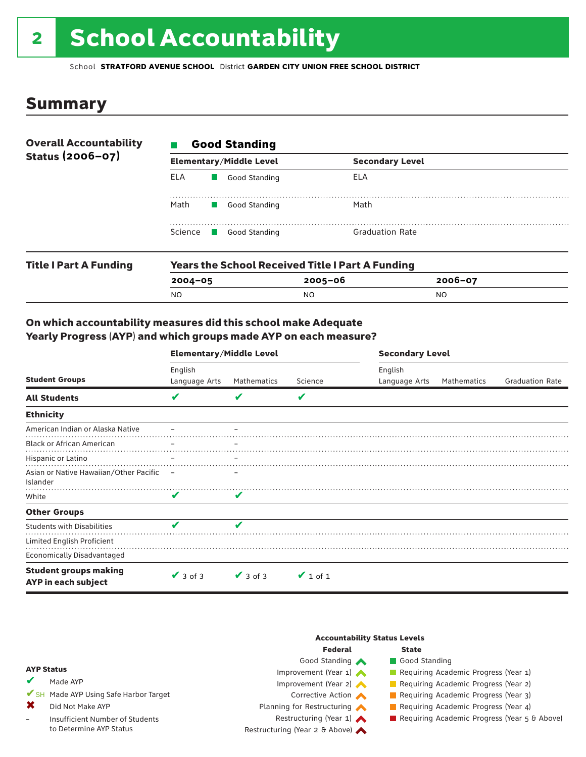# 2 School Accountability

School **STRATFORD AVENUE SCHOOL** District **GARDEN CITY UNION FREE SCHOOL DISTRICT**

## Summary

**Overall Accountability Status (2006–07)**

**Good Standing**

| Elementary/Middle Level | | Secondary Level |
|---|---|---|
| ELA | Good Standing | ELA |
| Math | Good Standing | Math |
| Science | Good Standing | Graduation Rate |

**Title I Part A Funding**

**Years the School Received Title I Part A Funding**

| 2004–05 | 2005–06 | 2006–07 |
|---|---|---|
| NO | NO | NO |

### On which accountability measures did this school make Adequate Yearly Progress (AYP) and which groups made AYP on each measure?

| | Elementary/Middle Level | | | Secondary Level | | |
|---|---|---|---|---|---|---|
| **Student Groups** | English Language Arts | Mathematics | Science | English Language Arts | Mathematics | Graduation Rate |
| **All Students** | ✔ | ✔ | ✔ | | | |
| **Ethnicity** | | | | | | |
| American Indian or Alaska Native | – | – | | | | |
| Black or African American | – | – | | | | |
| Hispanic or Latino | – | – | | | | |
| Asian or Native Hawaiian/Other Pacific Islander | – | – | | | | |
| White | ✔ | ✔ | | | | |
| **Other Groups** | | | | | | |
| Students with Disabilities | ✔ | ✔ | | | | |
| Limited English Proficient | | | | | | |
| Economically Disadvantaged | | | | | | |
| **Student groups making AYP in each subject** | ✔ 3 of 3 | ✔ 3 of 3 | ✔ 1 of 1 | | | |

**AYP Status**

- ✔ Made AYP
- ✔SH Made AYP Using Safe Harbor Target
- ✖ Did Not Make AYP
- – Insufficient Number of Students to Determine AYP Status

**Accountability Status Levels**

| Federal | State |
|---|---|
| Good Standing | Good Standing |
| Improvement (Year 1) | Requiring Academic Progress (Year 1) |
| Improvement (Year 2) | Requiring Academic Progress (Year 2) |
| Corrective Action | Requiring Academic Progress (Year 3) |
| Planning for Restructuring | Requiring Academic Progress (Year 4) |
| Restructuring (Year 1) | Requiring Academic Progress (Year 5 & Above) |
| Restructuring (Year 2 & Above) | |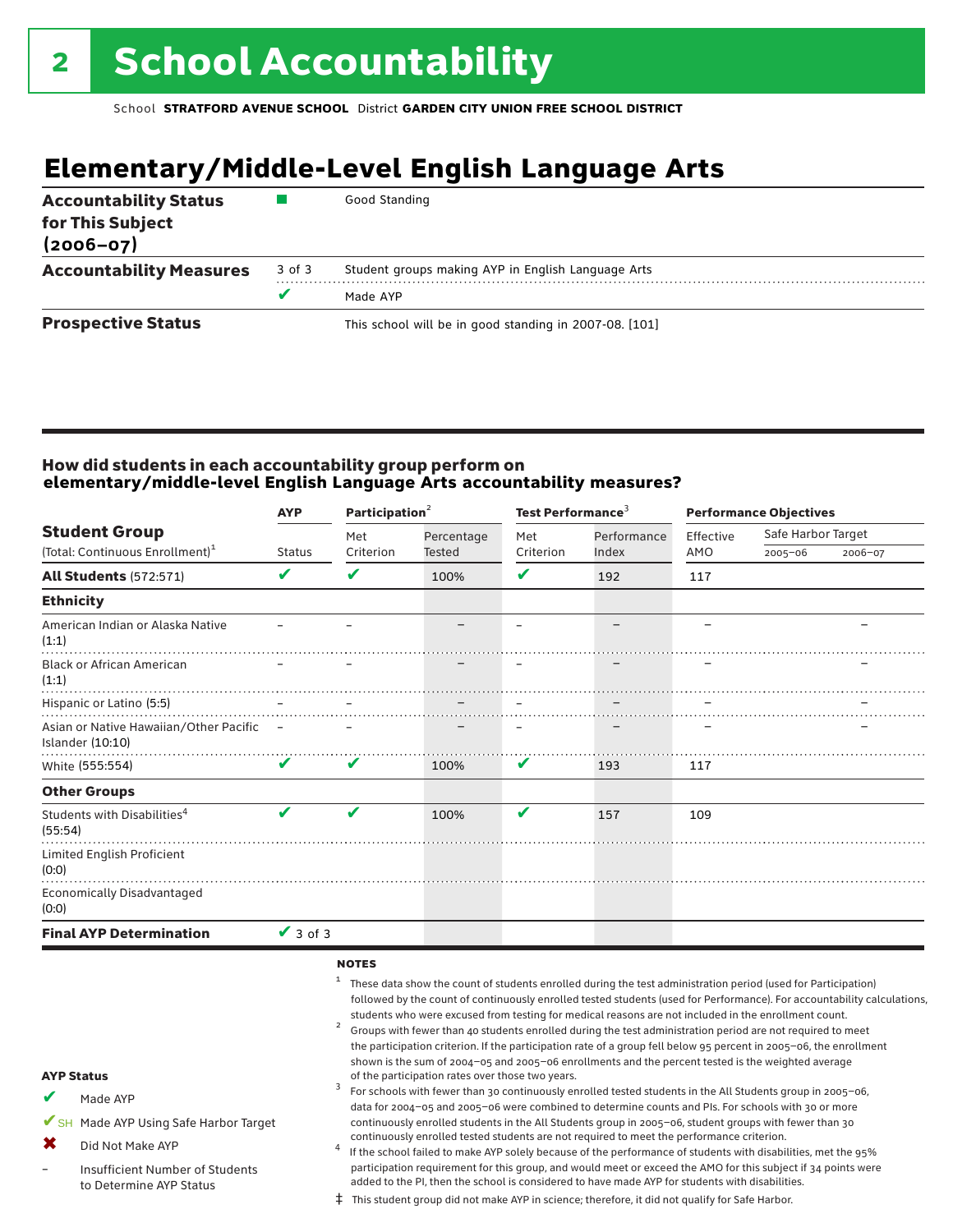## 2 School Accountability

School **STRATFORD AVENUE SCHOOL** District **GARDEN CITY UNION FREE SCHOOL DISTRICT**

# Elementary/Middle-Level English Language Arts

| | | |
|---|---|---|
| **Accountability Status for This Subject (2006–07)** | ■ | Good Standing |
| **Accountability Measures** | 3 of 3 | Student groups making AYP in English Language Arts |
| | ✔ | Made AYP |
| **Prospective Status** | | This school will be in good standing in 2007-08. [101] |

### How did students in each accountability group perform on elementary/middle-level English Language Arts accountability measures?

| Student Group (Total: Continuous Enrollment)[1] | AYP | Participation[2] | | Test Performance[3] | | Performance Objectives | | |
|---|---|---|---|---|---|---|---|---|
| | Status | Met Criterion | Percentage Tested | Met Criterion | Performance Index | Effective AMO | Safe Harbor Target 2005–06 | Safe Harbor Target 2006–07 |
| **All Students** (572:571) | ✔ | ✔ | 100% | ✔ | 192 | 117 | | |
| **Ethnicity** | | | | | | | | |
| American Indian or Alaska Native (1:1) | – | – | – | – | – | – | | – |
| Black or African American (1:1) | – | – | – | – | – | – | | – |
| Hispanic or Latino (5:5) | – | – | – | – | – | – | | – |
| Asian or Native Hawaiian/Other Pacific Islander (10:10) | – | – | – | – | – | – | | – |
| White (555:554) | ✔ | ✔ | 100% | ✔ | 193 | 117 | | |
| **Other Groups** | | | | | | | | |
| Students with Disabilities[4] (55:54) | ✔ | ✔ | 100% | ✔ | 157 | 109 | | |
| Limited English Proficient (0:0) | | | | | | | | |
| Economically Disadvantaged (0:0) | | | | | | | | |
| **Final AYP Determination** | ✔ 3 of 3 | | | | | | | |

**AYP Status**

- ✔ Made AYP
- ✔SH Made AYP Using Safe Harbor Target
- ✖ Did Not Make AYP
- – Insufficient Number of Students to Determine AYP Status

**NOTES**

[1] These data show the count of students enrolled during the test administration period (used for Participation) followed by the count of continuously enrolled tested students (used for Performance). For accountability calculations, students who were excused from testing for medical reasons are not included in the enrollment count.

[2] Groups with fewer than 40 students enrolled during the test administration period are not required to meet the participation criterion. If the participation rate of a group fell below 95 percent in 2005–06, the enrollment shown is the sum of 2004–05 and 2005–06 enrollments and the percent tested is the weighted average of the participation rates over those two years.

[3] For schools with fewer than 30 continuously enrolled tested students in the All Students group in 2005–06, data for 2004–05 and 2005–06 were combined to determine counts and PIs. For schools with 30 or more continuously enrolled students in the All Students group in 2005–06, student groups with fewer than 30 continuously enrolled tested students are not required to meet the performance criterion.

[4] If the school failed to make AYP solely because of the performance of students with disabilities, met the 95% participation requirement for this group, and would meet or exceed the AMO for this subject if 34 points were added to the PI, then the school is considered to have made AYP for students with disabilities.

‡ This student group did not make AYP in science; therefore, it did not qualify for Safe Harbor.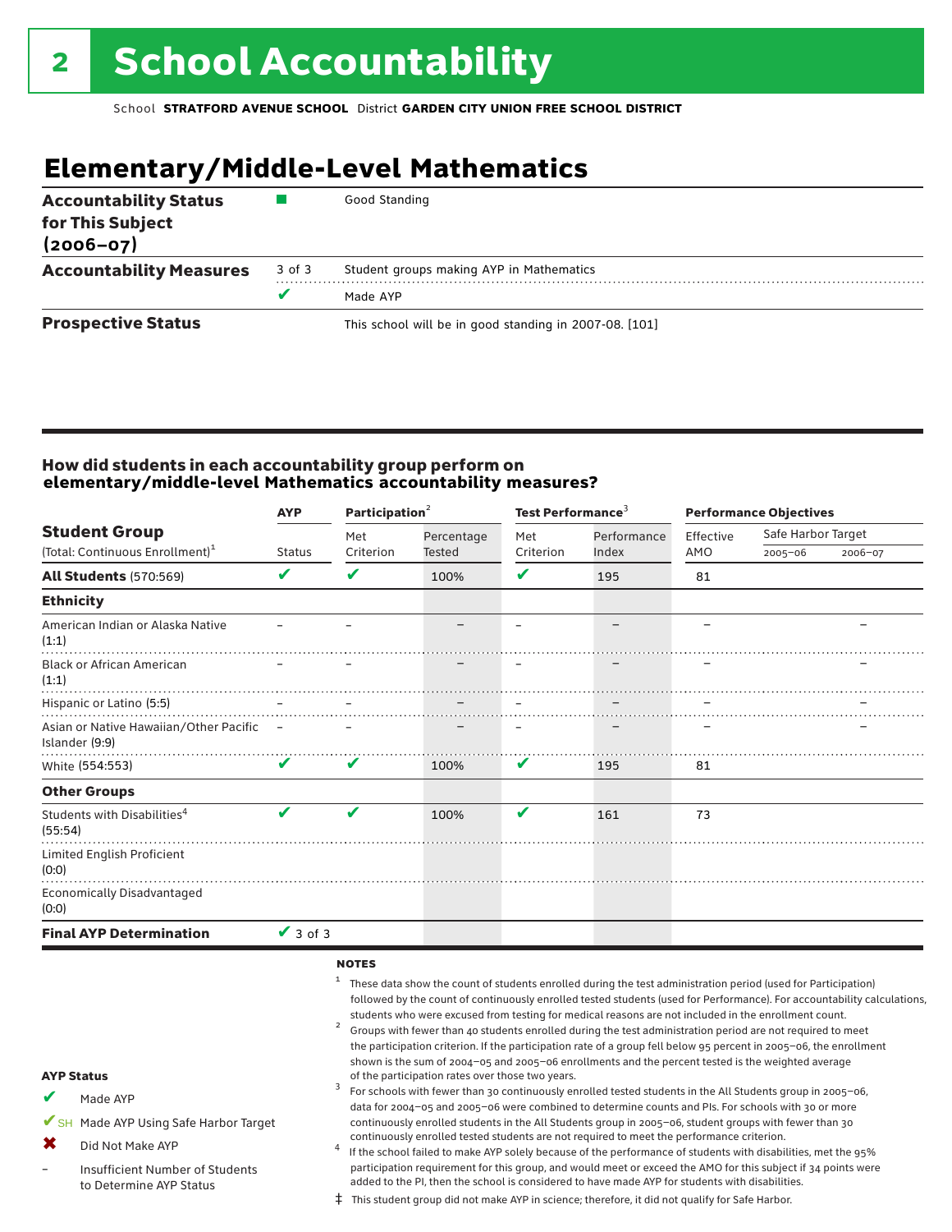# 2 School Accountability

School **STRATFORD AVENUE SCHOOL** District **GARDEN CITY UNION FREE SCHOOL DISTRICT**

## Elementary/Middle-Level Mathematics

| | | |
|---|---|---|
| **Accountability Status for This Subject (2006–07)** | ■ | Good Standing |
| **Accountability Measures** | 3 of 3 | Student groups making AYP in Mathematics |
| | ✔ | Made AYP |
| **Prospective Status** | | This school will be in good standing in 2007-08. [101] |

### How did students in each accountability group perform on elementary/middle-level Mathematics accountability measures?

| Student Group (Total: Continuous Enrollment)[1] | AYP | Participation[2] | | Test Performance[3] | | Performance Objectives | | |
|---|---|---|---|---|---|---|---|---|
| | Status | Met Criterion | Percentage Tested | Met Criterion | Performance Index | Effective AMO | Safe Harbor Target 2005–06 | Safe Harbor Target 2006–07 |
| **All Students** (570:569) | ✔ | ✔ | 100% | ✔ | 195 | 81 | | |
| **Ethnicity** | | | | | | | | |
| American Indian or Alaska Native (1:1) | – | – | – | – | – | – | | – |
| Black or African American (1:1) | – | – | – | – | – | – | | – |
| Hispanic or Latino (5:5) | – | – | – | – | – | – | | – |
| Asian or Native Hawaiian/Other Pacific Islander (9:9) | – | – | – | – | – | – | | – |
| White (554:553) | ✔ | ✔ | 100% | ✔ | 195 | 81 | | |
| **Other Groups** | | | | | | | | |
| Students with Disabilities[4] (55:54) | ✔ | ✔ | 100% | ✔ | 161 | 73 | | |
| Limited English Proficient (0:0) | | | | | | | | |
| Economically Disadvantaged (0:0) | | | | | | | | |
| **Final AYP Determination** | ✔ 3 of 3 | | | | | | | |

**AYP Status**

- ✔ Made AYP
- ✔SH Made AYP Using Safe Harbor Target
- ✖ Did Not Make AYP
- – Insufficient Number of Students to Determine AYP Status

**NOTES**

[1] These data show the count of students enrolled during the test administration period (used for Participation) followed by the count of continuously enrolled tested students (used for Performance). For accountability calculations, students who were excused from testing for medical reasons are not included in the enrollment count.

[2] Groups with fewer than 40 students enrolled during the test administration period are not required to meet the participation criterion. If the participation rate of a group fell below 95 percent in 2005–06, the enrollment shown is the sum of 2004–05 and 2005–06 enrollments and the percent tested is the weighted average of the participation rates over those two years.

[3] For schools with fewer than 30 continuously enrolled tested students in the All Students group in 2005–06, data for 2004–05 and 2005–06 were combined to determine counts and PIs. For schools with 30 or more continuously enrolled students in the All Students group in 2005–06, student groups with fewer than 30 continuously enrolled tested students are not required to meet the performance criterion.

[4] If the school failed to make AYP solely because of the performance of students with disabilities, met the 95% participation requirement for this group, and would meet or exceed the AMO for this subject if 34 points were added to the PI, then the school is considered to have made AYP for students with disabilities.

‡ This student group did not make AYP in science; therefore, it did not qualify for Safe Harbor.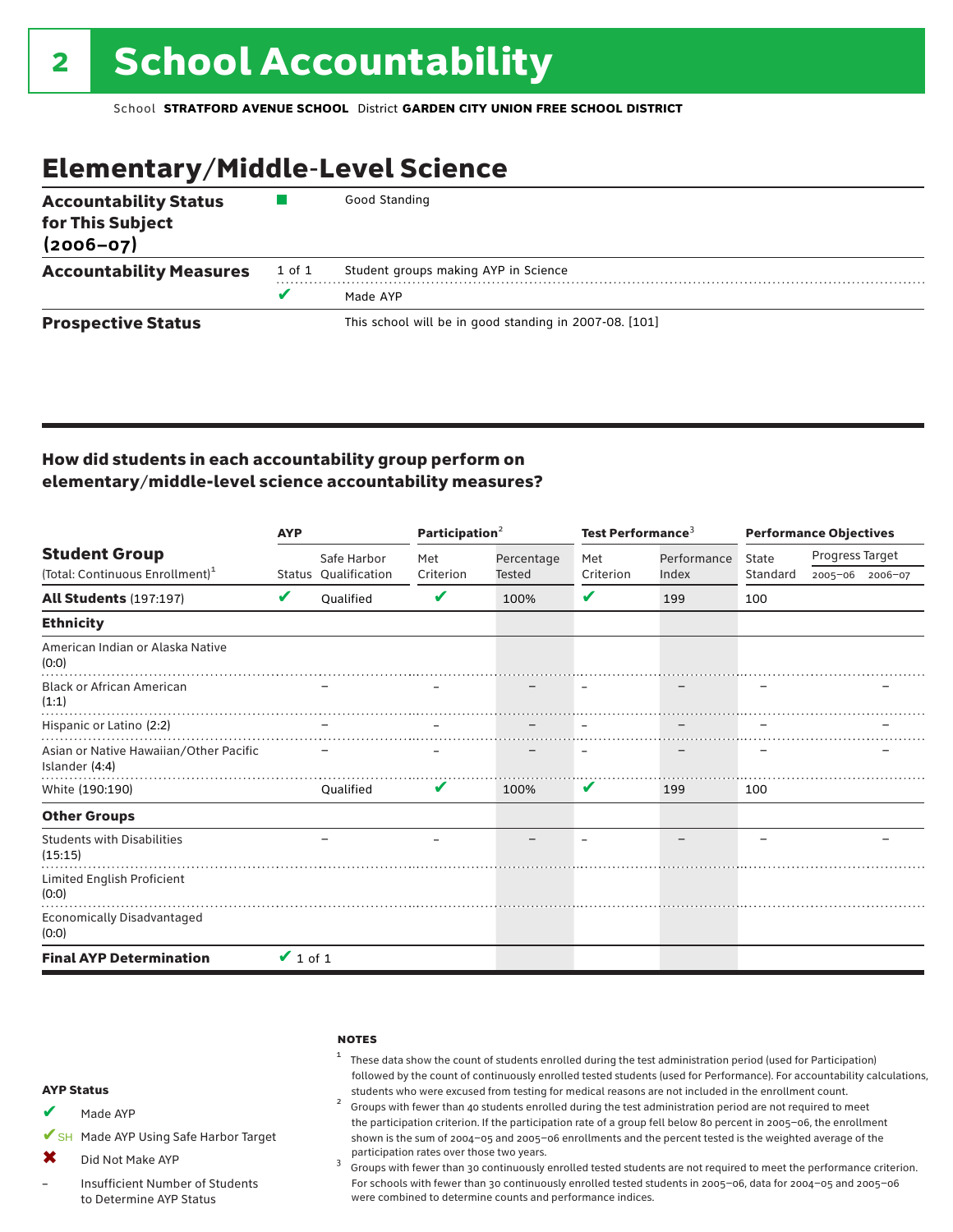# 2 School Accountability

School **STRATFORD AVENUE SCHOOL** District **GARDEN CITY UNION FREE SCHOOL DISTRICT**

## Elementary/Middle-Level Science

| | | |
|---|---|---|
| **Accountability Status for This Subject (2006–07)** | ■ | Good Standing |
| **Accountability Measures** | 1 of 1 | Student groups making AYP in Science |
| | ✔ | Made AYP |
| **Prospective Status** | | This school will be in good standing in 2007-08. [101] |

### How did students in each accountability group perform on elementary/middle-level science accountability measures?

| Student Group (Total: Continuous Enrollment)[1] | AYP | | Participation[2] | | Test Performance[3] | | Performance Objectives | | |
|---|---|---|---|---|---|---|---|---|---|
| | Status | Safe Harbor Qualification | Met Criterion | Percentage Tested | Met Criterion | Performance Index | State Standard | Progress Target 2005–06 | Progress Target 2006–07 |
| **All Students** (197:197) | ✔ | Qualified | ✔ | 100% | ✔ | 199 | 100 | | |
| **Ethnicity** | | | | | | | | | |
| American Indian or Alaska Native (0:0) | | | | | | | | | |
| Black or African American (1:1) | | – | – | – | – | – | – | | – |
| Hispanic or Latino (2:2) | | – | – | – | – | – | – | | – |
| Asian or Native Hawaiian/Other Pacific Islander (4:4) | | – | – | – | – | – | – | | – |
| White (190:190) | | Qualified | ✔ | 100% | ✔ | 199 | 100 | | |
| **Other Groups** | | | | | | | | | |
| Students with Disabilities (15:15) | | – | – | – | – | – | – | | – |
| Limited English Proficient (0:0) | | | | | | | | | |
| Economically Disadvantaged (0:0) | | | | | | | | | |
| **Final AYP Determination** | ✔ 1 of 1 | | | | | | | | |

**AYP Status**

- ✔ Made AYP
- ✔SH Made AYP Using Safe Harbor Target
- ✖ Did Not Make AYP
- – Insufficient Number of Students to Determine AYP Status

**NOTES**

[1] These data show the count of students enrolled during the test administration period (used for Participation) followed by the count of continuously enrolled tested students (used for Performance). For accountability calculations, students who were excused from testing for medical reasons are not included in the enrollment count.

[2] Groups with fewer than 40 students enrolled during the test administration period are not required to meet the participation criterion. If the participation rate of a group fell below 80 percent in 2005–06, the enrollment shown is the sum of 2004–05 and 2005–06 enrollments and the percent tested is the weighted average of the participation rates over those two years.

[3] Groups with fewer than 30 continuously enrolled tested students are not required to meet the performance criterion. For schools with fewer than 30 continuously enrolled tested students in 2005–06, data for 2004–05 and 2005–06 were combined to determine counts and performance indices.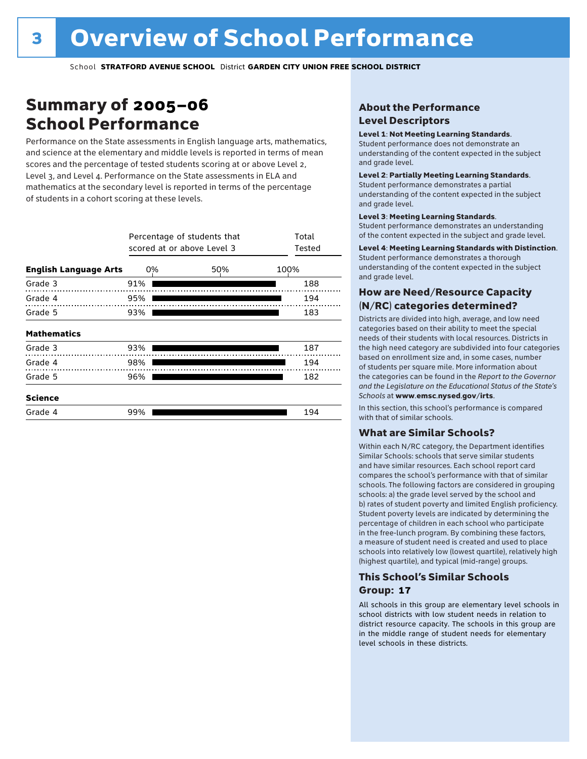# Overview of School Performance

## Summary of 2005–06 School Performance

Performance on the State assessments in English language arts, mathematics, and science at the elementary and middle levels is reported in terms of mean scores and the percentage of tested students scoring at or above Level 2, Level 3, and Level 4. Performance on the State assessments in ELA and mathematics at the secondary level is reported in terms of the percentage of students in a cohort scoring at these levels.

Percentage of students that scored at or above Level 3

Total Tested

0% 50% 100%

**English Language Arts**

Grade 3 91% 188

Grade 4 95% 194

Grade 5 93% 183

**Mathematics**

Grade 3 93% 187

Grade 4 98% 194

Grade 5 96% 182

**Science**

Grade 4 99% 194

### About the Performance Level Descriptors

**Level 1**: **Not Meeting Learning Standards**. Student performance does not demonstrate an understanding of the content expected in the subject and grade level.

**Level 2**: **Partially Meeting Learning Standards**. Student performance demonstrates a partial understanding of the content expected in the subject and grade level.

**Level 3**: **Meeting Learning Standards**. Student performance demonstrates an understanding of the content expected in the subject and grade level.

**Level 4**: **Meeting Learning Standards with Distinction**. Student performance demonstrates a thorough understanding of the content expected in the subject and grade level.

### How are Need/Resource Capacity (N/RC) categories determined?

Districts are divided into high, average, and low need categories based on their ability to meet the special needs of their students with local resources. Districts in the high need category are subdivided into four categories based on enrollment size and, in some cases, number of students per square mile. More information about the categories can be found in the *Report to the Governor and the Legislature on the Educational Status of the State's Schools* at **www.emsc.nysed.gov/irts**.

In this section, this school's performance is compared with that of similar schools.

### What are Similar Schools?

Within each N/RC category, the Department identifies Similar Schools: schools that serve similar students and have similar resources. Each school report card compares the school's performance with that of similar schools. The following factors are considered in grouping schools: a) the grade level served by the school and b) rates of student poverty and limited English proficiency. Student poverty levels are indicated by determining the percentage of children in each school who participate in the free-lunch program. By combining these factors, a measure of student need is created and used to place schools into relatively low (lowest quartile), relatively high (highest quartile), and typical (mid-range) groups.

### This School's Similar Schools Group: 17

All schools in this group are elementary level schools in school districts with low student needs in relation to district resource capacity. The schools in this group are in the middle range of student needs for elementary level schools in these districts.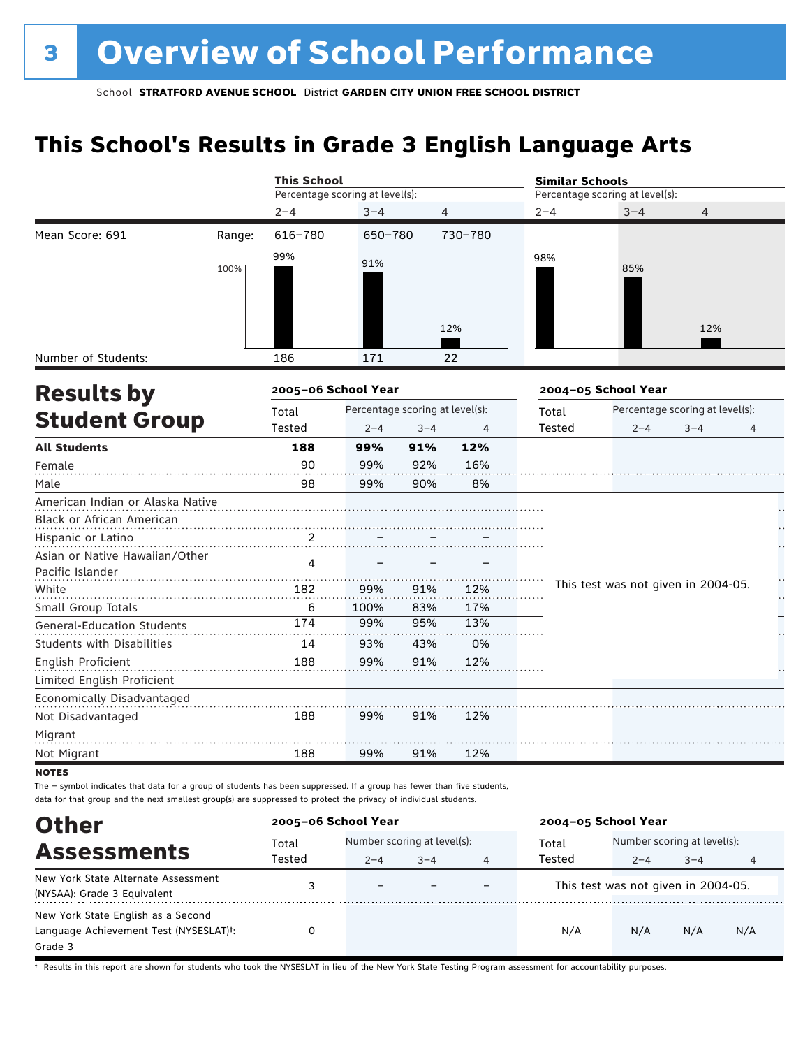# 3 Overview of School Performance

School **STRATFORD AVENUE SCHOOL** District **GARDEN CITY UNION FREE SCHOOL DISTRICT**

## This School's Results in Grade 3 English Language Arts

This School
Percentage scoring at level(s):
2–4 3–4 4

Similar Schools
Percentage scoring at level(s):
2–4 3–4 4

Mean Score: 691 Range: 616–780 650–780 730–780

100%
99% 91% 12%
98% 85% 12%

Number of Students: 186 171 22

## Results by Student Group

| | 2005–06 School Year | | | | 2004–05 School Year | | | |
|---|---|---|---|---|---|---|---|---|
| | Total Tested | Percentage scoring at level(s): 2–4 | 3–4 | 4 | Total Tested | Percentage scoring at level(s): 2–4 | 3–4 | 4 |
| **All Students** | **188** | **99%** | **91%** | **12%** | | | | |
| Female | 90 | 99% | 92% | 16% | | | | |
| Male | 98 | 99% | 90% | 8% | | | | |
| American Indian or Alaska Native | | | | | This test was not given in 2004-05. | | | |
| Black or African American | | | | | | | | |
| Hispanic or Latino | 2 | – | – | – | | | | |
| Asian or Native Hawaiian/Other Pacific Islander | 4 | – | – | – | | | | |
| White | 182 | 99% | 91% | 12% | | | | |
| Small Group Totals | 6 | 100% | 83% | 17% | | | | |
| General-Education Students | 174 | 99% | 95% | 13% | | | | |
| Students with Disabilities | 14 | 93% | 43% | 0% | | | | |
| English Proficient | 188 | 99% | 91% | 12% | | | | |
| Limited English Proficient | | | | | | | | |
| Economically Disadvantaged | | | | | | | | |
| Not Disadvantaged | 188 | 99% | 91% | 12% | | | | |
| Migrant | | | | | | | | |
| Not Migrant | 188 | 99% | 91% | 12% | | | | |

**NOTES**

The – symbol indicates that data for a group of students has been suppressed. If a group has fewer than five students, data for that group and the next smallest group(s) are suppressed to protect the privacy of individual students.

## Other Assessments

| | 2005–06 School Year | | | | 2004–05 School Year | | | |
|---|---|---|---|---|---|---|---|---|
| | Total Tested | Number scoring at level(s): 2–4 | 3–4 | 4 | Total Tested | Number scoring at level(s): 2–4 | 3–4 | 4 |
| New York State Alternate Assessment (NYSAA): Grade 3 Equivalent | 3 | – | – | – | This test was not given in 2004-05. | | | |
| New York State English as a Second Language Achievement Test (NYSESLAT)†: Grade 3 | 0 | | | | N/A | N/A | N/A | N/A |

† Results in this report are shown for students who took the NYSESLAT in lieu of the New York State Testing Program assessment for accountability purposes.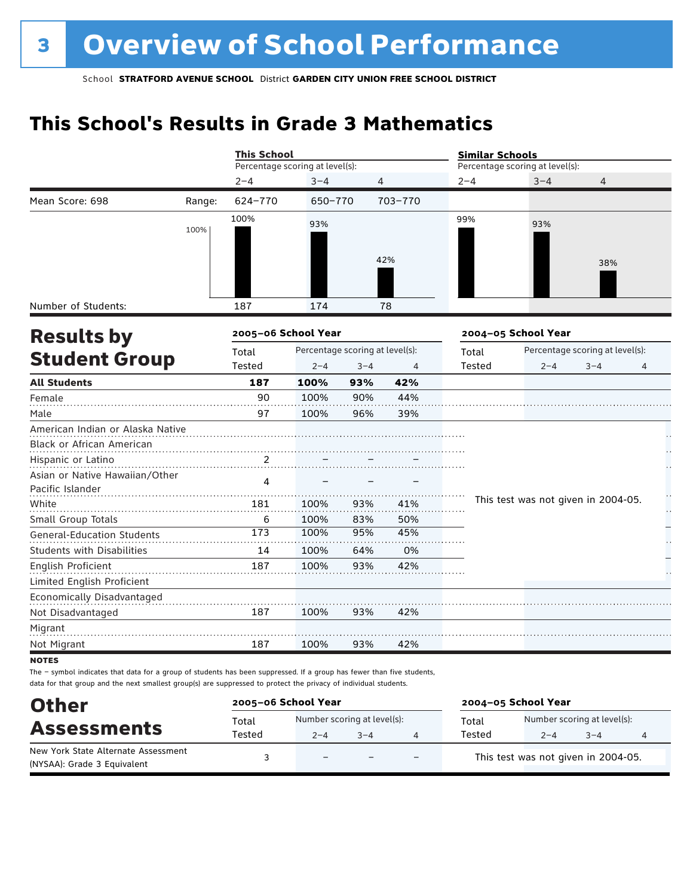# 3 Overview of School Performance

School **STRATFORD AVENUE SCHOOL** District **GARDEN CITY UNION FREE SCHOOL DISTRICT**

## This School's Results in Grade 3 Mathematics

| | | This School: Percentage scoring at level(s): 2–4 | 3–4 | 4 | Similar Schools: Percentage scoring at level(s): 2–4 | 3–4 | 4 |
|---|---|---|---|---|---|---|---|
| Mean Score: 698 | Range: | 624–770 | 650–770 | 703–770 | | | |

100%

100%

93%

42%

99%

93%

38%

| | | | | |
|---|---|---|---|---|
| Number of Students: | 187 | 174 | 78 | |

## Results by Student Group

| | 2005–06 School Year: Total Tested | Percentage scoring at level(s): 2–4 | 3–4 | 4 | 2004–05 School Year: Total Tested | Percentage scoring at level(s): 2–4 | 3–4 | 4 |
|---|---|---|---|---|---|---|---|---|
| **All Students** | **187** | **100%** | **93%** | **42%** | | | | |
| Female | 90 | 100% | 90% | 44% | | | | |
| Male | 97 | 100% | 96% | 39% | | | | |
| American Indian or Alaska Native | | | | | This test was not given in 2004-05. | | | |
| Black or African American | | | | | | | | |
| Hispanic or Latino | 2 | – | – | – | | | | |
| Asian or Native Hawaiian/Other Pacific Islander | 4 | – | – | – | | | | |
| White | 181 | 100% | 93% | 41% | | | | |
| Small Group Totals | 6 | 100% | 83% | 50% | | | | |
| General-Education Students | 173 | 100% | 95% | 45% | | | | |
| Students with Disabilities | 14 | 100% | 64% | 0% | | | | |
| English Proficient | 187 | 100% | 93% | 42% | | | | |
| Limited English Proficient | | | | | | | | |
| Economically Disadvantaged | | | | | | | | |
| Not Disadvantaged | 187 | 100% | 93% | 42% | | | | |
| Migrant | | | | | | | | |
| Not Migrant | 187 | 100% | 93% | 42% | | | | |

**NOTES**

The – symbol indicates that data for a group of students has been suppressed. If a group has fewer than five students, data for that group and the next smallest group(s) are suppressed to protect the privacy of individual students.

## Other Assessments

| | 2005–06 School Year: Total Tested | Number scoring at level(s): 2–4 | 3–4 | 4 | 2004–05 School Year: Total Tested | Number scoring at level(s): 2–4 | 3–4 | 4 |
|---|---|---|---|---|---|---|---|---|
| New York State Alternate Assessment (NYSAA): Grade 3 Equivalent | 3 | – | – | – | This test was not given in 2004-05. | | | |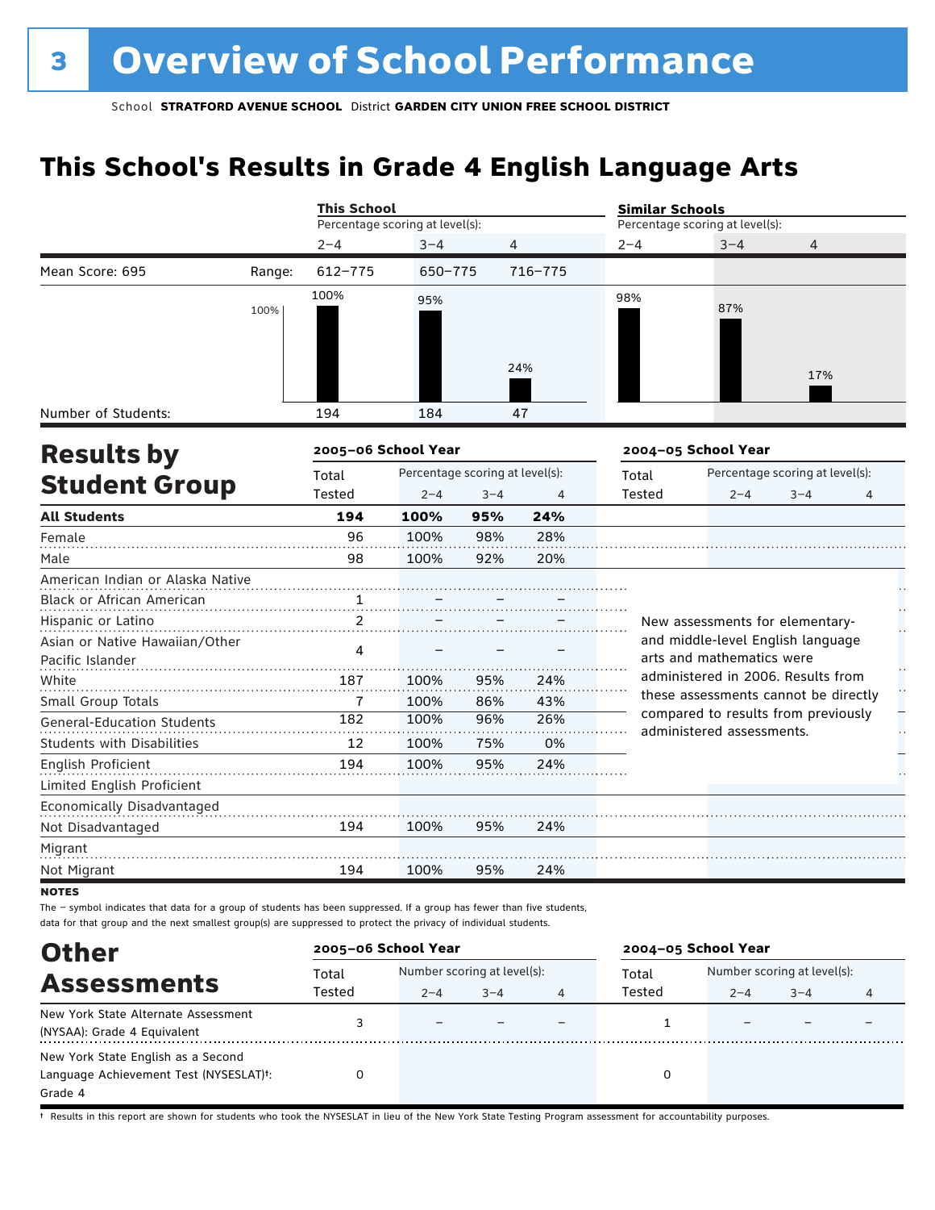# 3 Overview of School Performance

School **STRATFORD AVENUE SCHOOL** District **GARDEN CITY UNION FREE SCHOOL DISTRICT**

## This School's Results in Grade 4 English Language Arts

| | | This School | | | Similar Schools | | |
|---|---|---|---|---|---|---|---|
| | | Percentage scoring at level(s): | | | Percentage scoring at level(s): | | |
| | | 2–4 | 3–4 | 4 | 2–4 | 3–4 | 4 |
| Mean Score: 695 | Range: | 612–775 | 650–775 | 716–775 | | | |
| | | 100% | 95% | 24% | 98% | 87% | 17% |
| Number of Students: | | 194 | 184 | 47 | | | |

## Results by Student Group

| | 2005–06 School Year | | | | 2004–05 School Year | | | |
|---|---|---|---|---|---|---|---|---|
| | Total Tested | Percentage scoring at level(s): 2–4 | 3–4 | 4 | Total Tested | Percentage scoring at level(s): 2–4 | 3–4 | 4 |
| **All Students** | **194** | **100%** | **95%** | **24%** | | | | |
| Female | 96 | 100% | 98% | 28% | | | | |
| Male | 98 | 100% | 92% | 20% | | | | |
| American Indian or Alaska Native | | | | | | | | |
| Black or African American | 1 | – | – | – | | | | |
| Hispanic or Latino | 2 | – | – | – | | | | |
| Asian or Native Hawaiian/Other Pacific Islander | 4 | – | – | – | | | | |
| White | 187 | 100% | 95% | 24% | | | | |
| Small Group Totals | 7 | 100% | 86% | 43% | | | | |
| General-Education Students | 182 | 100% | 96% | 26% | | | | |
| Students with Disabilities | 12 | 100% | 75% | 0% | | | | |
| English Proficient | 194 | 100% | 95% | 24% | | | | |
| Limited English Proficient | | | | | | | | |
| Economically Disadvantaged | | | | | | | | |
| Not Disadvantaged | 194 | 100% | 95% | 24% | | | | |
| Migrant | | | | | | | | |
| Not Migrant | 194 | 100% | 95% | 24% | | | | |

New assessments for elementary- and middle-level English language arts and mathematics were administered in 2006. Results from these assessments cannot be directly compared to results from previously administered assessments.

**NOTES**

The – symbol indicates that data for a group of students has been suppressed. If a group has fewer than five students, data for that group and the next smallest group(s) are suppressed to protect the privacy of individual students.

## Other Assessments

| | 2005–06 School Year | | | | 2004–05 School Year | | | |
|---|---|---|---|---|---|---|---|---|
| | Total Tested | Number scoring at level(s): 2–4 | 3–4 | 4 | Total Tested | Number scoring at level(s): 2–4 | 3–4 | 4 |
| New York State Alternate Assessment (NYSAA): Grade 4 Equivalent | 3 | – | – | – | 1 | – | – | – |
| New York State English as a Second Language Achievement Test (NYSESLAT)†: Grade 4 | 0 | | | | 0 | | | |

† Results in this report are shown for students who took the NYSESLAT in lieu of the New York State Testing Program assessment for accountability purposes.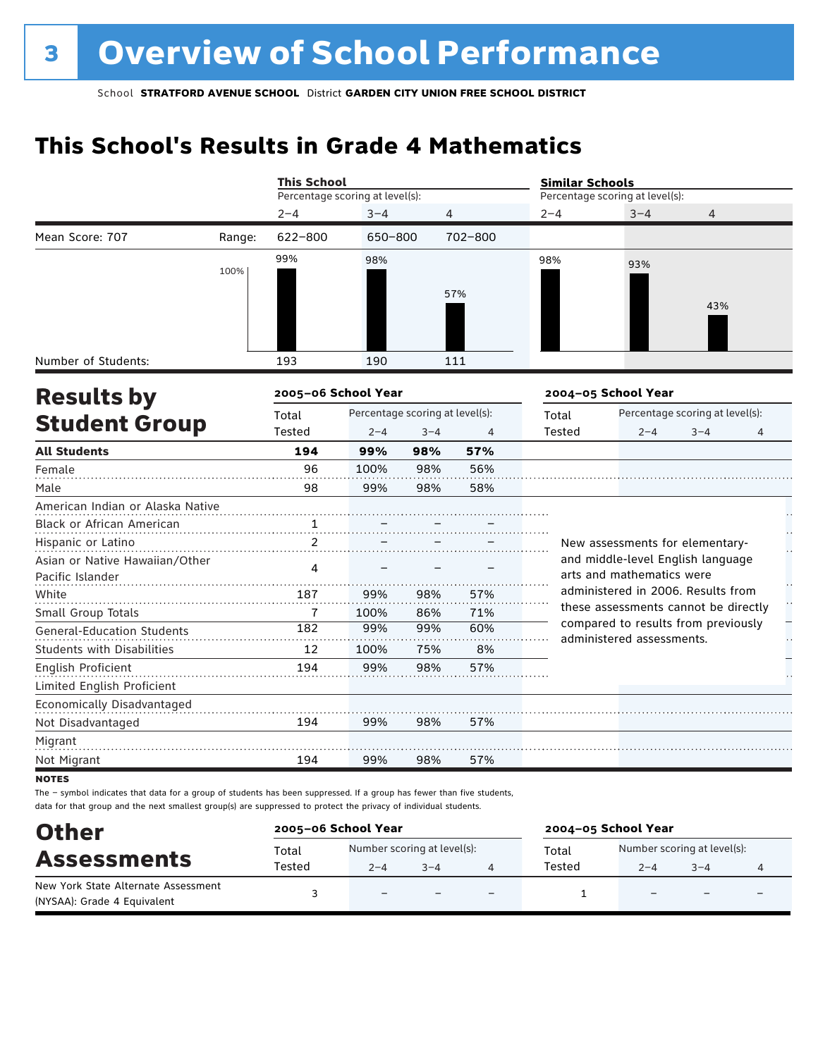# 3 Overview of School Performance

School **STRATFORD AVENUE SCHOOL** District **GARDEN CITY UNION FREE SCHOOL DISTRICT**

## This School's Results in Grade 4 Mathematics

| | | This School | | | Similar Schools | | |
|---|---|---|---|---|---|---|---|
| | | Percentage scoring at level(s): | | | Percentage scoring at level(s): | | |
| | | 2–4 | 3–4 | 4 | 2–4 | 3–4 | 4 |
| Mean Score: 707 | Range: | 622–800 | 650–800 | 702–800 | | | |
| | | 99% | 98% | 57% | 98% | 93% | 43% |
| Number of Students: | | 193 | 190 | 111 | | | |

## Results by Student Group

| | 2005–06 School Year | | | | 2004–05 School Year | | | |
|---|---|---|---|---|---|---|---|---|
| | Total Tested | Percentage scoring at level(s): 2–4 | 3–4 | 4 | Total Tested | Percentage scoring at level(s): 2–4 | 3–4 | 4 |
| **All Students** | **194** | **99%** | **98%** | **57%** | | | | |
| Female | 96 | 100% | 98% | 56% | | | | |
| Male | 98 | 99% | 98% | 58% | | | | |
| American Indian or Alaska Native | | | | | | | | |
| Black or African American | 1 | – | – | – | | | | |
| Hispanic or Latino | 2 | – | – | – | | | | |
| Asian or Native Hawaiian/Other Pacific Islander | 4 | – | – | – | | | | |
| White | 187 | 99% | 98% | 57% | | | | |
| Small Group Totals | 7 | 100% | 86% | 71% | | | | |
| General-Education Students | 182 | 99% | 99% | 60% | | | | |
| Students with Disabilities | 12 | 100% | 75% | 8% | | | | |
| English Proficient | 194 | 99% | 98% | 57% | | | | |
| Limited English Proficient | | | | | | | | |
| Economically Disadvantaged | | | | | | | | |
| Not Disadvantaged | 194 | 99% | 98% | 57% | | | | |
| Migrant | | | | | | | | |
| Not Migrant | 194 | 99% | 98% | 57% | | | | |

New assessments for elementary- and middle-level English language arts and mathematics were administered in 2006. Results from these assessments cannot be directly compared to results from previously administered assessments.

**NOTES**

The – symbol indicates that data for a group of students has been suppressed. If a group has fewer than five students, data for that group and the next smallest group(s) are suppressed to protect the privacy of individual students.

## Other Assessments

| | 2005–06 School Year | | | | 2004–05 School Year | | | |
|---|---|---|---|---|---|---|---|---|
| | Total Tested | Number scoring at level(s): 2–4 | 3–4 | 4 | Total Tested | Number scoring at level(s): 2–4 | 3–4 | 4 |
| New York State Alternate Assessment (NYSAA): Grade 4 Equivalent | 3 | – | – | – | 1 | – | – | – |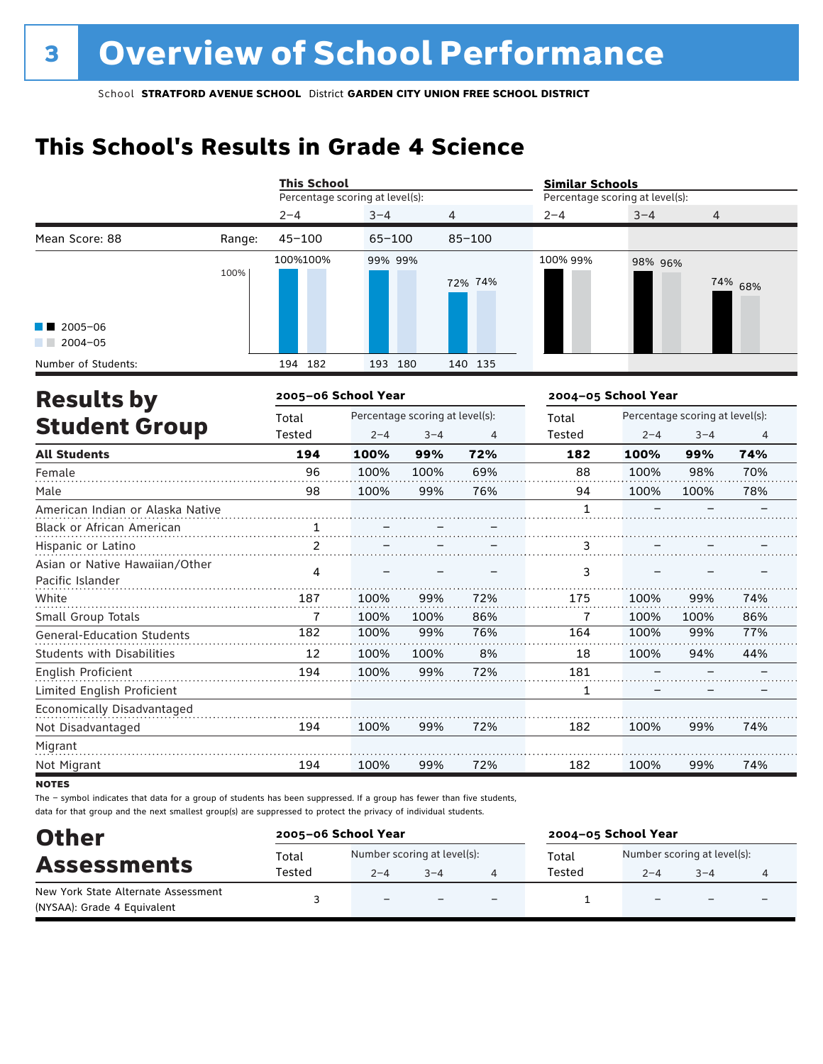# 3 Overview of School Performance

School **STRATFORD AVENUE SCHOOL** District **GARDEN CITY UNION FREE SCHOOL DISTRICT**

## This School's Results in Grade 4 Science

This School — Percentage scoring at level(s): 2–4, 3–4, 4

Similar Schools — Percentage scoring at level(s): 2–4, 3–4, 4

Mean Score: 88

Range: 45–100, 65–100, 85–100

100%

100% 100%
99% 99%
72% 74%
100% 99%
98% 96%
74% 68%

2005–06
2004–05

Number of Students: 194 182, 193 180, 140 135

## Results by Student Group

| Results by Student Group | 2005–06 School Year | | | | 2004–05 School Year | | | |
|---|---|---|---|---|---|---|---|---|
| | Total Tested | Percentage scoring at level(s): 2–4 | 3–4 | 4 | Total Tested | Percentage scoring at level(s): 2–4 | 3–4 | 4 |
| **All Students** | **194** | **100%** | **99%** | **72%** | **182** | **100%** | **99%** | **74%** |
| Female | 96 | 100% | 100% | 69% | 88 | 100% | 98% | 70% |
| Male | 98 | 100% | 99% | 76% | 94 | 100% | 100% | 78% |
| American Indian or Alaska Native | | | | | 1 | – | – | – |
| Black or African American | 1 | – | – | – | | | | |
| Hispanic or Latino | 2 | – | – | – | 3 | – | – | – |
| Asian or Native Hawaiian/Other Pacific Islander | 4 | – | – | – | 3 | – | – | – |
| White | 187 | 100% | 99% | 72% | 175 | 100% | 99% | 74% |
| Small Group Totals | 7 | 100% | 100% | 86% | 7 | 100% | 100% | 86% |
| General-Education Students | 182 | 100% | 99% | 76% | 164 | 100% | 99% | 77% |
| Students with Disabilities | 12 | 100% | 100% | 8% | 18 | 100% | 94% | 44% |
| English Proficient | 194 | 100% | 99% | 72% | 181 | – | – | – |
| Limited English Proficient | | | | | 1 | – | – | – |
| Economically Disadvantaged | | | | | | | | |
| Not Disadvantaged | 194 | 100% | 99% | 72% | 182 | 100% | 99% | 74% |
| Migrant | | | | | | | | |
| Not Migrant | 194 | 100% | 99% | 72% | 182 | 100% | 99% | 74% |

**NOTES**

The – symbol indicates that data for a group of students has been suppressed. If a group has fewer than five students, data for that group and the next smallest group(s) are suppressed to protect the privacy of individual students.

## Other Assessments

| Other Assessments | 2005–06 School Year | | | | 2004–05 School Year | | | |
|---|---|---|---|---|---|---|---|---|
| | Total Tested | Number scoring at level(s): 2–4 | 3–4 | 4 | Total Tested | Number scoring at level(s): 2–4 | 3–4 | 4 |
| New York State Alternate Assessment (NYSAA): Grade 4 Equivalent | 3 | – | – | – | 1 | – | – | – |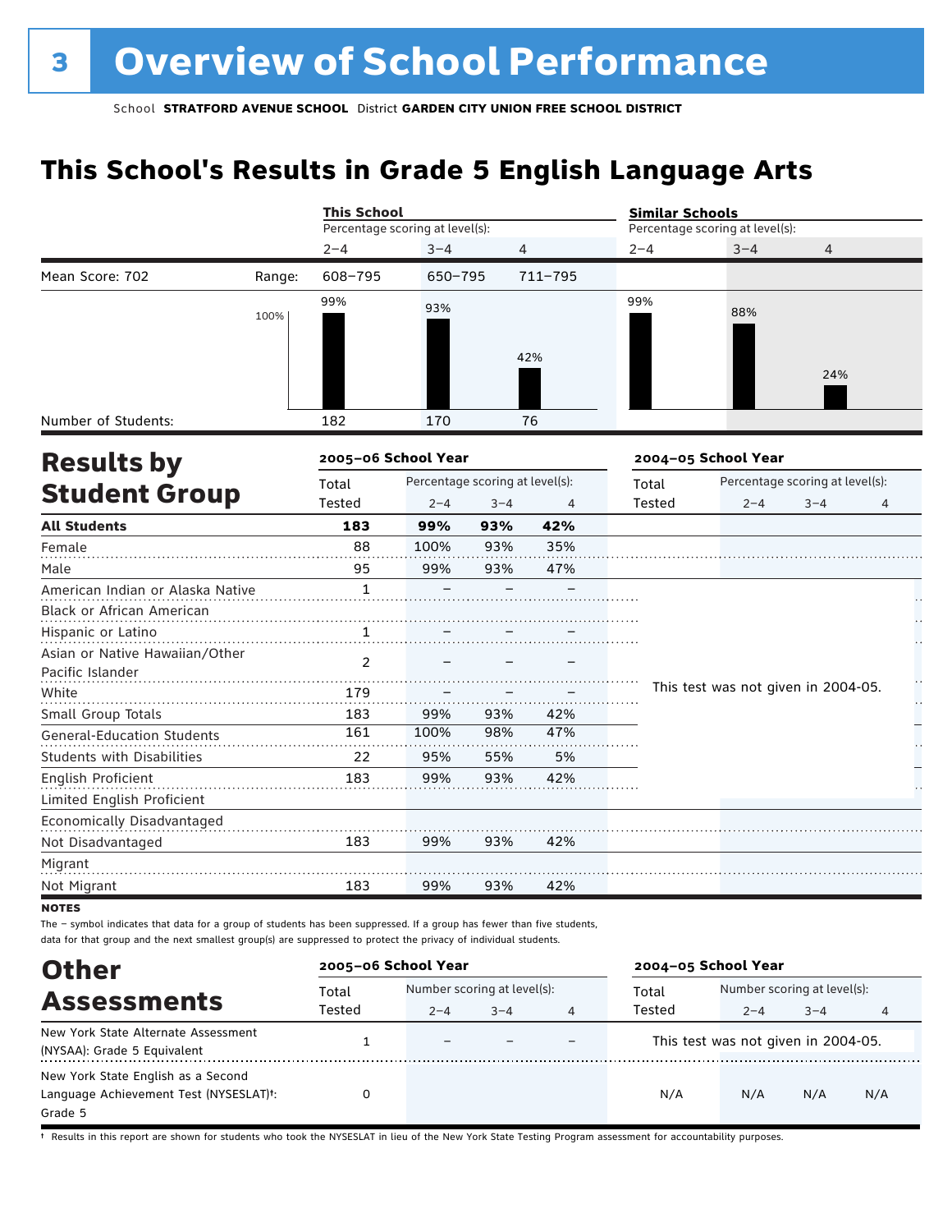# 3 Overview of School Performance

School **STRATFORD AVENUE SCHOOL** District **GARDEN CITY UNION FREE SCHOOL DISTRICT**

## This School's Results in Grade 5 English Language Arts

| | | This School | | | Similar Schools | | |
|---|---|---|---|---|---|---|---|
| | | Percentage scoring at level(s): | | | Percentage scoring at level(s): | | |
| | | 2–4 | 3–4 | 4 | 2–4 | 3–4 | 4 |
| Mean Score: 702 | Range: | 608–795 | 650–795 | 711–795 | | | |
| Number of Students: | | 182 | 170 | 76 | | | |

100%

99%
93%
42%
99%
88%
24%

## Results by Student Group

| | 2005–06 School Year | | | | 2004–05 School Year | | | |
|---|---|---|---|---|---|---|---|---|
| | Total Tested | Percentage scoring at level(s): 2–4 | 3–4 | 4 | Total Tested | Percentage scoring at level(s): 2–4 | 3–4 | 4 |
| **All Students** | **183** | **99%** | **93%** | **42%** | | | | |
| Female | 88 | 100% | 93% | 35% | | | | |
| Male | 95 | 99% | 93% | 47% | | | | |
| American Indian or Alaska Native | 1 | – | – | – | This test was not given in 2004-05. | | | |
| Black or African American | | | | | | | | |
| Hispanic or Latino | 1 | – | – | – | | | | |
| Asian or Native Hawaiian/Other Pacific Islander | 2 | – | – | – | | | | |
| White | 179 | – | – | – | | | | |
| Small Group Totals | 183 | 99% | 93% | 42% | | | | |
| General-Education Students | 161 | 100% | 98% | 47% | | | | |
| Students with Disabilities | 22 | 95% | 55% | 5% | | | | |
| English Proficient | 183 | 99% | 93% | 42% | | | | |
| Limited English Proficient | | | | | | | | |
| Economically Disadvantaged | | | | | | | | |
| Not Disadvantaged | 183 | 99% | 93% | 42% | | | | |
| Migrant | | | | | | | | |
| Not Migrant | 183 | 99% | 93% | 42% | | | | |

**NOTES**

The – symbol indicates that data for a group of students has been suppressed. If a group has fewer than five students, data for that group and the next smallest group(s) are suppressed to protect the privacy of individual students.

## Other Assessments

| | 2005–06 School Year | | | | 2004–05 School Year | | | |
|---|---|---|---|---|---|---|---|---|
| | Total Tested | Number scoring at level(s): 2–4 | 3–4 | 4 | Total Tested | Number scoring at level(s): 2–4 | 3–4 | 4 |
| New York State Alternate Assessment (NYSAA): Grade 5 Equivalent | 1 | – | – | – | This test was not given in 2004-05. | | | |
| New York State English as a Second Language Achievement Test (NYSESLAT)†: Grade 5 | 0 | | | | N/A | N/A | N/A | N/A |

† Results in this report are shown for students who took the NYSESLAT in lieu of the New York State Testing Program assessment for accountability purposes.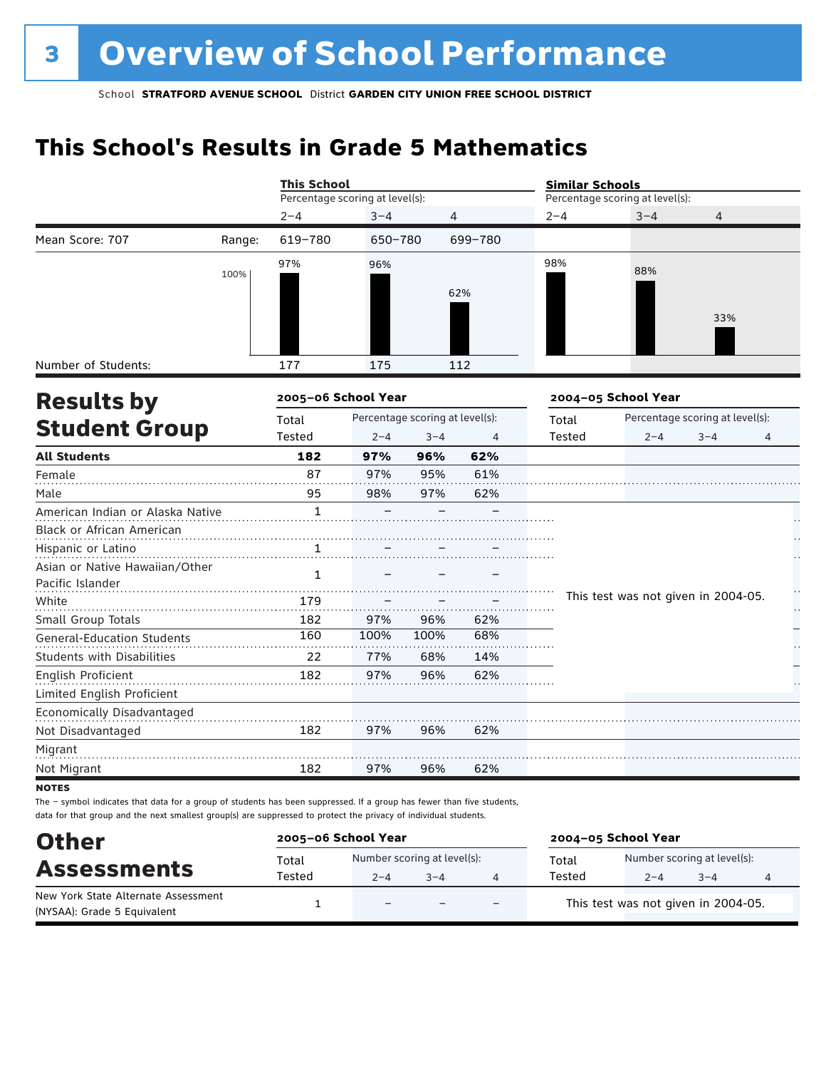# 3 Overview of School Performance

School **STRATFORD AVENUE SCHOOL** District **GARDEN CITY UNION FREE SCHOOL DISTRICT**

## This School's Results in Grade 5 Mathematics

**This School**
Percentage scoring at level(s):

**Similar Schools**
Percentage scoring at level(s):

2–4 3–4 4 2–4 3–4 4

Mean Score: 707

Range: 619–780 650–780 699–780

100%

97% 96% 62%

98% 88% 33%

Number of Students: 177 175 112

## Results by Student Group

| | 2005–06 School Year | | | | 2004–05 School Year | | | |
|---|---|---|---|---|---|---|---|---|
| | Total Tested | Percentage scoring at level(s): 2–4 | 3–4 | 4 | Total Tested | Percentage scoring at level(s): 2–4 | 3–4 | 4 |
| **All Students** | **182** | **97%** | **96%** | **62%** | | | | |
| Female | 87 | 97% | 95% | 61% | | | | |
| Male | 95 | 98% | 97% | 62% | | | | |
| American Indian or Alaska Native | 1 | – | – | – | This test was not given in 2004-05. | | | |
| Black or African American | | | | | | | | |
| Hispanic or Latino | 1 | – | – | – | | | | |
| Asian or Native Hawaiian/Other Pacific Islander | 1 | – | – | – | | | | |
| White | 179 | – | – | – | | | | |
| Small Group Totals | 182 | 97% | 96% | 62% | | | | |
| General-Education Students | 160 | 100% | 100% | 68% | | | | |
| Students with Disabilities | 22 | 77% | 68% | 14% | | | | |
| English Proficient | 182 | 97% | 96% | 62% | | | | |
| Limited English Proficient | | | | | | | | |
| Economically Disadvantaged | | | | | | | | |
| Not Disadvantaged | 182 | 97% | 96% | 62% | | | | |
| Migrant | | | | | | | | |
| Not Migrant | 182 | 97% | 96% | 62% | | | | |

**NOTES**

The – symbol indicates that data for a group of students has been suppressed. If a group has fewer than five students, data for that group and the next smallest group(s) are suppressed to protect the privacy of individual students.

## Other Assessments

| | 2005–06 School Year | | | | 2004–05 School Year | | | |
|---|---|---|---|---|---|---|---|---|
| | Total Tested | Number scoring at level(s): 2–4 | 3–4 | 4 | Total Tested | Number scoring at level(s): 2–4 | 3–4 | 4 |
| New York State Alternate Assessment (NYSAA): Grade 5 Equivalent | 1 | – | – | – | This test was not given in 2004-05. | | | |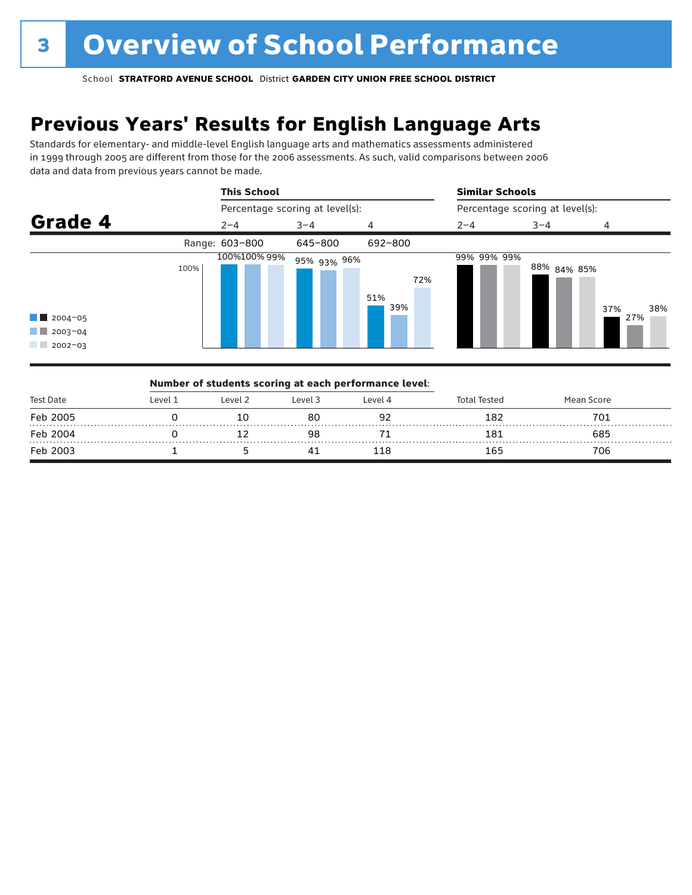# 3 Overview of School Performance

School **STRATFORD AVENUE SCHOOL** District **GARDEN CITY UNION FREE SCHOOL DISTRICT**

## Previous Years' Results for English Language Arts

Standards for elementary- and middle-level English language arts and mathematics assessments administered in 1999 through 2005 are different from those for the 2006 assessments. As such, valid comparisons between 2006 data and data from previous years cannot be made.

### Grade 4

**This School**

Percentage scoring at level(s):

2–4 3–4 4

Range: 603–800 645–800 692–800

100%

100% 100% 99% 95% 93% 96% 51% 39% 72%

**Similar Schools**

Percentage scoring at level(s):

2–4 3–4 4

99% 99% 99% 88% 84% 85% 37% 27% 38%

2004–05
2003–04
2002–03

**Number of students scoring at each performance level:**

| Test Date | Level 1 | Level 2 | Level 3 | Level 4 | Total Tested | Mean Score |
|---|---|---|---|---|---|---|
| Feb 2005 | 0 | 10 | 80 | 92 | 182 | 701 |
| Feb 2004 | 0 | 12 | 98 | 71 | 181 | 685 |
| Feb 2003 | 1 | 5 | 41 | 118 | 165 | 706 |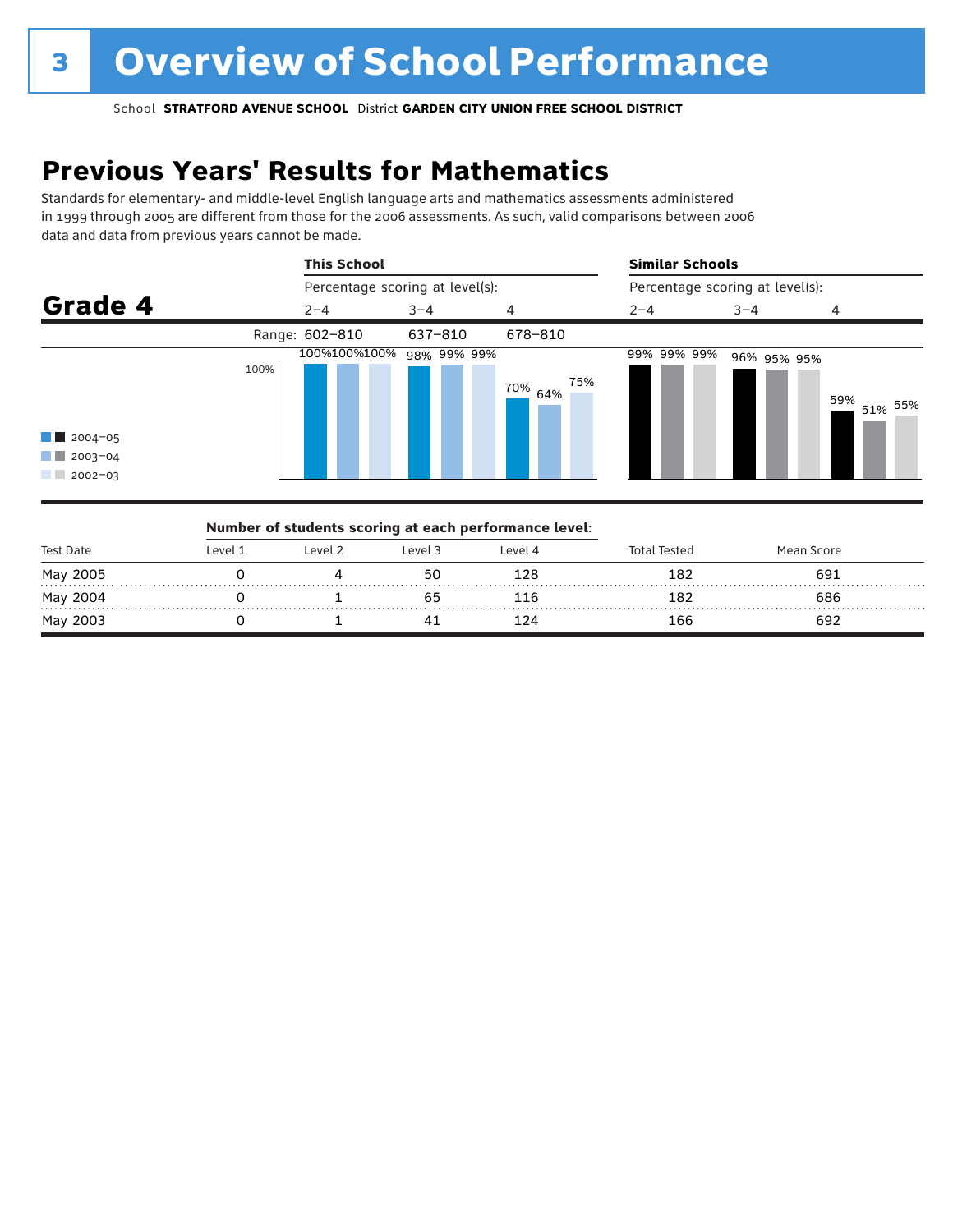# 3 Overview of School Performance

School **STRATFORD AVENUE SCHOOL** District **GARDEN CITY UNION FREE SCHOOL DISTRICT**

## Previous Years' Results for Mathematics

Standards for elementary- and middle-level English language arts and mathematics assessments administered in 1999 through 2005 are different from those for the 2006 assessments. As such, valid comparisons between 2006 data and data from previous years cannot be made.

### Grade 4

**This School**

Percentage scoring at level(s):

2–4 3–4 4

Range: 602–810 637–810 678–810

100%

100% 100% 100% 98% 99% 99% 70% 64% 75%

**Similar Schools**

Percentage scoring at level(s):

2–4 3–4 4

99% 99% 99% 96% 95% 95% 59% 51% 55%

2004–05
2003–04
2002–03

**Number of students scoring at each performance level:**

| Test Date | Level 1 | Level 2 | Level 3 | Level 4 | Total Tested | Mean Score |
|---|---|---|---|---|---|---|
| May 2005 | 0 | 4 | 50 | 128 | 182 | 691 |
| May 2004 | 0 | 1 | 65 | 116 | 182 | 686 |
| May 2003 | 0 | 1 | 41 | 124 | 166 | 692 |